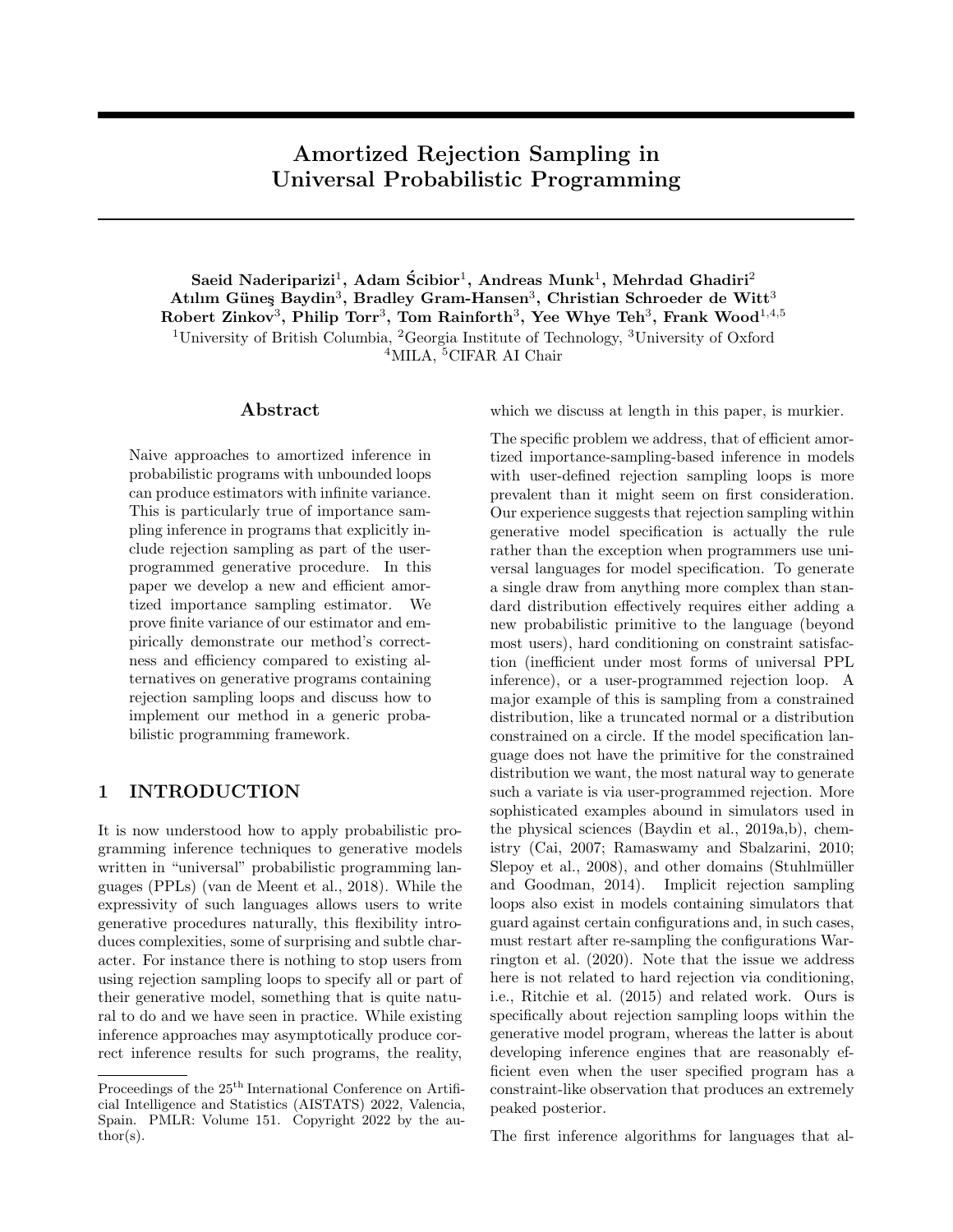# Amortized Rejection Sampling in Universal Probabilistic Programming

**Saeid Naderiparizi[1], Adam Ścibior[1], Andreas Munk[1], Mehrdad Ghadiri[2]**
**Atılım Güneş Baydin[3], Bradley Gram-Hansen[3], Christian Schroeder de Witt[3]**
**Robert Zinkov[3], Philip Torr[3], Tom Rainforth[3], Yee Whye Teh[3], Frank Wood[1,4,5]**

[1]University of British Columbia, [2]Georgia Institute of Technology, [3]University of Oxford
[4]MILA, [5]CIFAR AI Chair

## Abstract

Naive approaches to amortized inference in probabilistic programs with unbounded loops can produce estimators with infinite variance. This is particularly true of importance sampling inference in programs that explicitly include rejection sampling as part of the user-programmed generative procedure. In this paper we develop a new and efficient amortized importance sampling estimator. We prove finite variance of our estimator and empirically demonstrate our method's correctness and efficiency compared to existing alternatives on generative programs containing rejection sampling loops and discuss how to implement our method in a generic probabilistic programming framework.

## 1 INTRODUCTION

It is now understood how to apply probabilistic programming inference techniques to generative models written in "universal" probabilistic programming languages (PPLs) (van de Meent et al., 2018). While the expressivity of such languages allows users to write generative procedures naturally, this flexibility introduces complexities, some of surprising and subtle character. For instance there is nothing to stop users from using rejection sampling loops to specify all or part of their generative model, something that is quite natural to do and we have seen in practice. While existing inference approaches may asymptotically produce correct inference results for such programs, the reality, which we discuss at length in this paper, is murkier.

The specific problem we address, that of efficient amortized importance-sampling-based inference in models with user-defined rejection sampling loops is more prevalent than it might seem on first consideration. Our experience suggests that rejection sampling within generative model specification is actually the rule rather than the exception when programmers use universal languages for model specification. To generate a single draw from anything more complex than standard distribution effectively requires either adding a new probabilistic primitive to the language (beyond most users), hard conditioning on constraint satisfaction (inefficient under most forms of universal PPL inference), or a user-programmed rejection loop. A major example of this is sampling from a constrained distribution, like a truncated normal or a distribution constrained on a circle. If the model specification language does not have the primitive for the constrained distribution we want, the most natural way to generate such a variate is via user-programmed rejection. More sophisticated examples abound in simulators used in the physical sciences (Baydin et al., 2019a,b), chemistry (Cai, 2007; Ramaswamy and Sbalzarini, 2010; Slepoy et al., 2008), and other domains (Stuhlmüller and Goodman, 2014). Implicit rejection sampling loops also exist in models containing simulators that guard against certain configurations and, in such cases, must restart after re-sampling the configurations Warrington et al. (2020). Note that the issue we address here is not related to hard rejection via conditioning, i.e., Ritchie et al. (2015) and related work. Ours is specifically about rejection sampling loops within the generative model program, whereas the latter is about developing inference engines that are reasonably efficient even when the user specified program has a constraint-like observation that produces an extremely peaked posterior.

The first inference algorithms for languages that al-

Proceedings of the 25th International Conference on Artificial Intelligence and Statistics (AISTATS) 2022, Valencia, Spain. PMLR: Volume 151. Copyright 2022 by the author(s).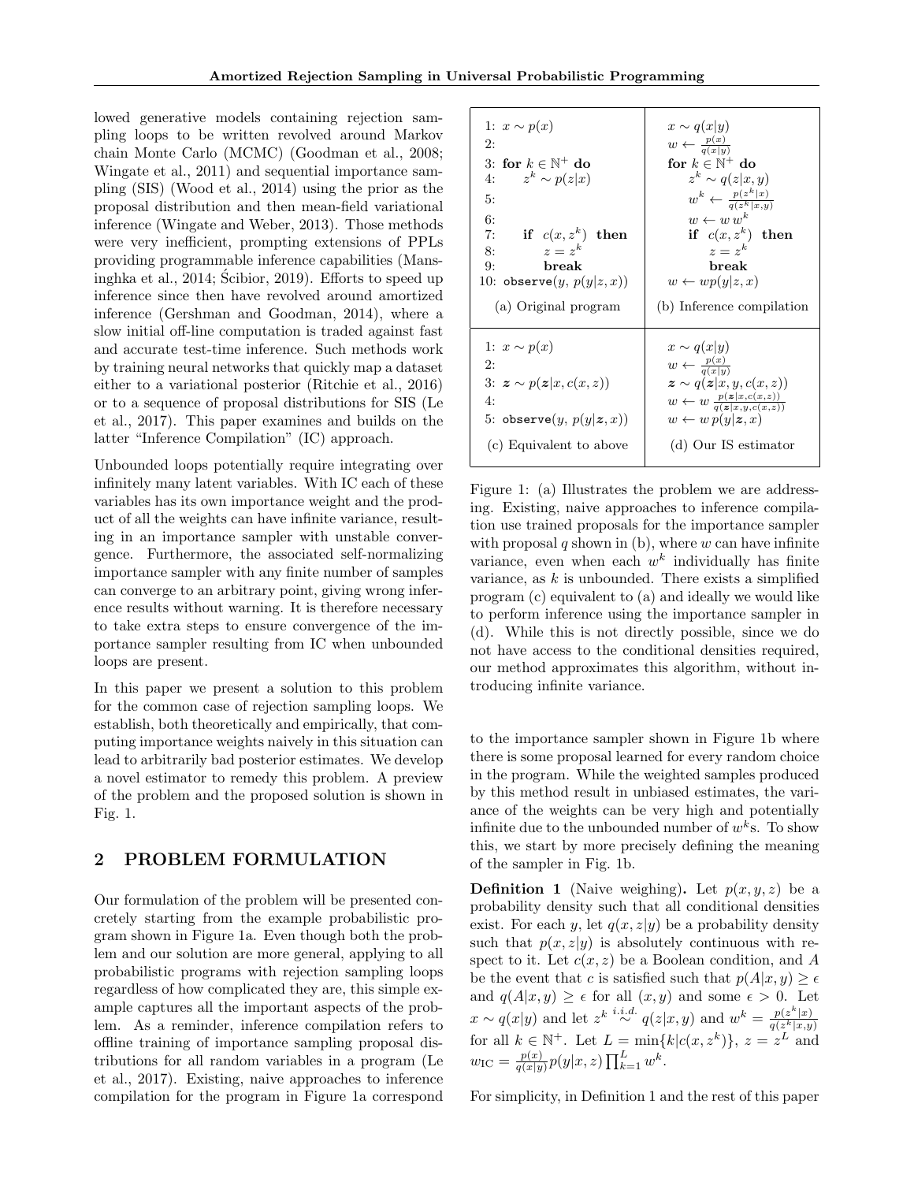lowed generative models containing rejection sampling loops to be written revolved around Markov chain Monte Carlo (MCMC) (Goodman et al., 2008; Wingate et al., 2011) and sequential importance sampling (SIS) (Wood et al., 2014) using the prior as the proposal distribution and then mean-field variational inference (Wingate and Weber, 2013). Those methods were very inefficient, prompting extensions of PPLs providing programmable inference capabilities (Mansinghka et al., 2014; Ścibior, 2019). Efforts to speed up inference since then have revolved around amortized inference (Gershman and Goodman, 2014), where a slow initial off-line computation is traded against fast and accurate test-time inference. Such methods work by training neural networks that quickly map a dataset either to a variational posterior (Ritchie et al., 2016) or to a sequence of proposal distributions for SIS (Le et al., 2017). This paper examines and builds on the latter "Inference Compilation" (IC) approach.

Unbounded loops potentially require integrating over infinitely many latent variables. With IC each of these variables has its own importance weight and the product of all the weights can have infinite variance, resulting in an importance sampler with unstable convergence. Furthermore, the associated self-normalizing importance sampler with any finite number of samples can converge to an arbitrary point, giving wrong inference results without warning. It is therefore necessary to take extra steps to ensure convergence of the importance sampler resulting from IC when unbounded loops are present.

In this paper we present a solution to this problem for the common case of rejection sampling loops. We establish, both theoretically and empirically, that computing importance weights naively in this situation can lead to arbitrarily bad posterior estimates. We develop a novel estimator to remedy this problem. A preview of the problem and the proposed solution is shown in Fig. 1.

| (a) Original program | (b) Inference compilation |
|---|---|
| 1: $x \sim p(x)$ | $x \sim q(x\|y)$ |
| 2: | $w \leftarrow \frac{p(x)}{q(x\|y)}$ |
| 3: **for** $k \in \mathbb{N}^+$ **do** | **for** $k \in \mathbb{N}^+$ **do** |
| 4: $\quad z^k \sim p(z\|x)$ | $\quad z^k \sim q(z\|x, y)$ |
| 5: | $\quad w^k \leftarrow \frac{p(z^k\|x)}{q(z^k\|x,y)}$ |
| 6: | $\quad w \leftarrow w\, w^k$ |
| 7: $\quad$ **if** $c(x, z^k)$ **then** | $\quad$ **if** $c(x, z^k)$ **then** |
| 8: $\quad\quad z = z^k$ | $\quad\quad z = z^k$ |
| 9: $\quad\quad$ **break** | $\quad\quad$ **break** |
| 10: `observe`$(y,\, p(y\|z, x))$ | $w \leftarrow w p(y\|z, x)$ |

| (c) Equivalent to above | (d) Our IS estimator |
|---|---|
| 1: $x \sim p(x)$ | $x \sim q(x\|y)$ |
| 2: | $w \leftarrow \frac{p(x)}{q(x\|y)}$ |
| 3: $\boldsymbol{z} \sim p(\boldsymbol{z}\|x, c(x, z))$ | $\boldsymbol{z} \sim q(\boldsymbol{z}\|x, y, c(x, z))$ |
| 4: | $w \leftarrow w \frac{p(\boldsymbol{z}\|x,c(x,z))}{q(\boldsymbol{z}\|x,y,c(x,z))}$ |
| 5: `observe`$(y,\, p(y\|\boldsymbol{z}, x))$ | $w \leftarrow w\, p(y\|\boldsymbol{z}, x)$ |

Figure 1: (a) Illustrates the problem we are addressing. Existing, naive approaches to inference compilation use trained proposals for the importance sampler with proposal $q$ shown in (b), where $w$ can have infinite variance, even when each $w^k$ individually has finite variance, as $k$ is unbounded. There exists a simplified program (c) equivalent to (a) and ideally we would like to perform inference using the importance sampler in (d). While this is not directly possible, since we do not have access to the conditional densities required, our method approximates this algorithm, without introducing infinite variance.

## 2 PROBLEM FORMULATION

Our formulation of the problem will be presented concretely starting from the example probabilistic program shown in Figure 1a. Even though both the problem and our solution are more general, applying to all probabilistic programs with rejection sampling loops regardless of how complicated they are, this simple example captures all the important aspects of the problem. As a reminder, inference compilation refers to offline training of importance sampling proposal distributions for all random variables in a program (Le et al., 2017). Existing, naive approaches to inference compilation for the program in Figure 1a correspond to the importance sampler shown in Figure 1b where there is some proposal learned for every random choice in the program. While the weighted samples produced by this method result in unbiased estimates, the variance of the weights can be very high and potentially infinite due to the unbounded number of $w^k$s. To show this, we start by more precisely defining the meaning of the sampler in Fig. 1b.

**Definition 1** (Naive weighing)**.** Let $p(x, y, z)$ be a probability density such that all conditional densities exist. For each $y$, let $q(x, z|y)$ be a probability density such that $p(x, z|y)$ is absolutely continuous with respect to it. Let $c(x, z)$ be a Boolean condition, and $A$ be the event that $c$ is satisfied such that $p(A|x, y) \geq \epsilon$ and $q(A|x, y) \geq \epsilon$ for all $(x, y)$ and some $\epsilon > 0$. Let $x \sim q(x|y)$ and let $z^k \overset{i.i.d.}{\sim} q(z|x, y)$ and $w^k = \frac{p(z^k|x)}{q(z^k|x,y)}$ for all $k \in \mathbb{N}^+$. Let $L = \min\{k|c(x, z^k)\}$, $z = z^L$ and $w_{\text{IC}} = \frac{p(x)}{q(x|y)} p(y|x, z) \prod_{k=1}^{L} w^k$.

For simplicity, in Definition 1 and the rest of this paper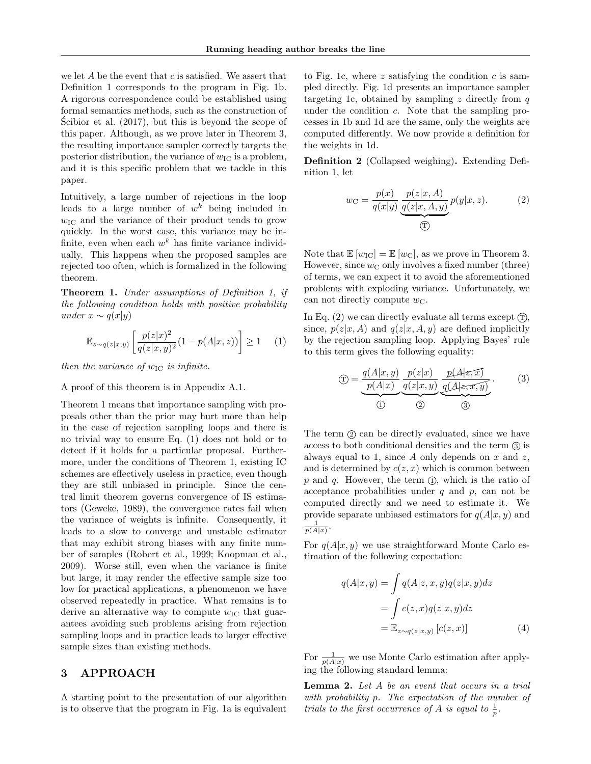we let $A$ be the event that $c$ is satisfied. We assert that Definition 1 corresponds to the program in Fig. 1b. A rigorous correspondence could be established using formal semantics methods, such as the construction of Ścibior et al. (2017), but this is beyond the scope of this paper. Although, as we prove later in Theorem 3, the resulting importance sampler correctly targets the posterior distribution, the variance of $w_{\mathrm{IC}}$ is a problem, and it is this specific problem that we tackle in this paper.

Intuitively, a large number of rejections in the loop leads to a large number of $w^k$ being included in $w_{\mathrm{IC}}$ and the variance of their product tends to grow quickly. In the worst case, this variance may be infinite, even when each $w^k$ has finite variance individually. This happens when the proposed samples are rejected too often, which is formalized in the following theorem.

**Theorem 1.** *Under assumptions of Definition 1, if the following condition holds with positive probability under* $x \sim q(x|y)$

$$\mathbb{E}_{z \sim q(z|x,y)}\left[\frac{p(z|x)^2}{q(z|x,y)^2}(1 - p(A|x,z))\right] \geq 1 \quad (1)$$

*then the variance of* $w_{\mathrm{IC}}$ *is infinite.*

A proof of this theorem is in Appendix A.1.

Theorem 1 means that importance sampling with proposals other than the prior may hurt more than help in the case of rejection sampling loops and there is no trivial way to ensure Eq. (1) does not hold or to detect if it holds for a particular proposal. Furthermore, under the conditions of Theorem 1, existing IC schemes are effectively useless in practice, even though they are still unbiased in principle. Since the central limit theorem governs convergence of IS estimators (Geweke, 1989), the convergence rates fail when the variance of weights is infinite. Consequently, it leads to a slow to converge and unstable estimator that may exhibit strong biases with any finite number of samples (Robert et al., 1999; Koopman et al., 2009). Worse still, even when the variance is finite but large, it may render the effective sample size too low for practical applications, a phenomenon we have observed repeatedly in practice. What remains is to derive an alternative way to compute $w_{\mathrm{IC}}$ that guarantees avoiding such problems arising from rejection sampling loops and in practice leads to larger effective sample sizes than existing methods.

# 3 APPROACH

A starting point to the presentation of our algorithm is to observe that the program in Fig. 1a is equivalent to Fig. 1c, where $z$ satisfying the condition $c$ is sampled directly. Fig. 1d presents an importance sampler targeting 1c, obtained by sampling $z$ directly from $q$ under the condition $c$. Note that the sampling processes in 1b and 1d are the same, only the weights are computed differently. We now provide a definition for the weights in 1d.

**Definition 2** (Collapsed weighing)**.** Extending Definition 1, let

$$w_{\mathrm{C}} = \frac{p(x)}{q(x|y)} \underbrace{\frac{p(z|x,A)}{q(z|x,A,y)}}_{\text{Ⓣ}} p(y|x,z). \quad (2)$$

Note that $\mathbb{E}\left[w_{\mathrm{IC}}\right] = \mathbb{E}\left[w_{\mathrm{C}}\right]$, as we prove in Theorem 3. However, since $w_{\mathrm{C}}$ only involves a fixed number (three) of terms, we can expect it to avoid the aforementioned problems with exploding variance. Unfortunately, we can not directly compute $w_{\mathrm{C}}$.

In Eq. (2) we can directly evaluate all terms except Ⓣ, since, $p(z|x,A)$ and $q(z|x,A,y)$ are defined implicitly by the rejection sampling loop. Applying Bayes' rule to this term gives the following equality:

$$\text{Ⓣ} = \underbrace{\frac{q(A|x,y)}{p(A|x)}}_{①} \underbrace{\frac{p(z|x)}{q(z|x,y)}}_{②} \underbrace{\frac{p(A|z,x)}{q(A|z,x,y)}}_{③}. \quad (3)$$

The term ② can be directly evaluated, since we have access to both conditional densities and the term ③ is always equal to 1, since $A$ only depends on $x$ and $z$, and is determined by $c(z,x)$ which is common between $p$ and $q$. However, the term ①, which is the ratio of acceptance probabilities under $q$ and $p$, can not be computed directly and we need to estimate it. We provide separate unbiased estimators for $q(A|x,y)$ and $\frac{1}{p(A|x)}$.

For $q(A|x,y)$ we use straightforward Monte Carlo estimation of the following expectation:

$$\begin{aligned} q(A|x,y) &= \int q(A|z,x,y)q(z|x,y)dz \\ &= \int c(z,x)q(z|x,y)dz \\ &= \mathbb{E}_{z \sim q(z|x,y)}\left[c(z,x)\right] \end{aligned} \quad (4)$$

For $\frac{1}{p(A|x)}$ we use Monte Carlo estimation after applying the following standard lemma:

**Lemma 2.** *Let $A$ be an event that occurs in a trial with probability $p$. The expectation of the number of trials to the first occurrence of $A$ is equal to $\frac{1}{p}$.*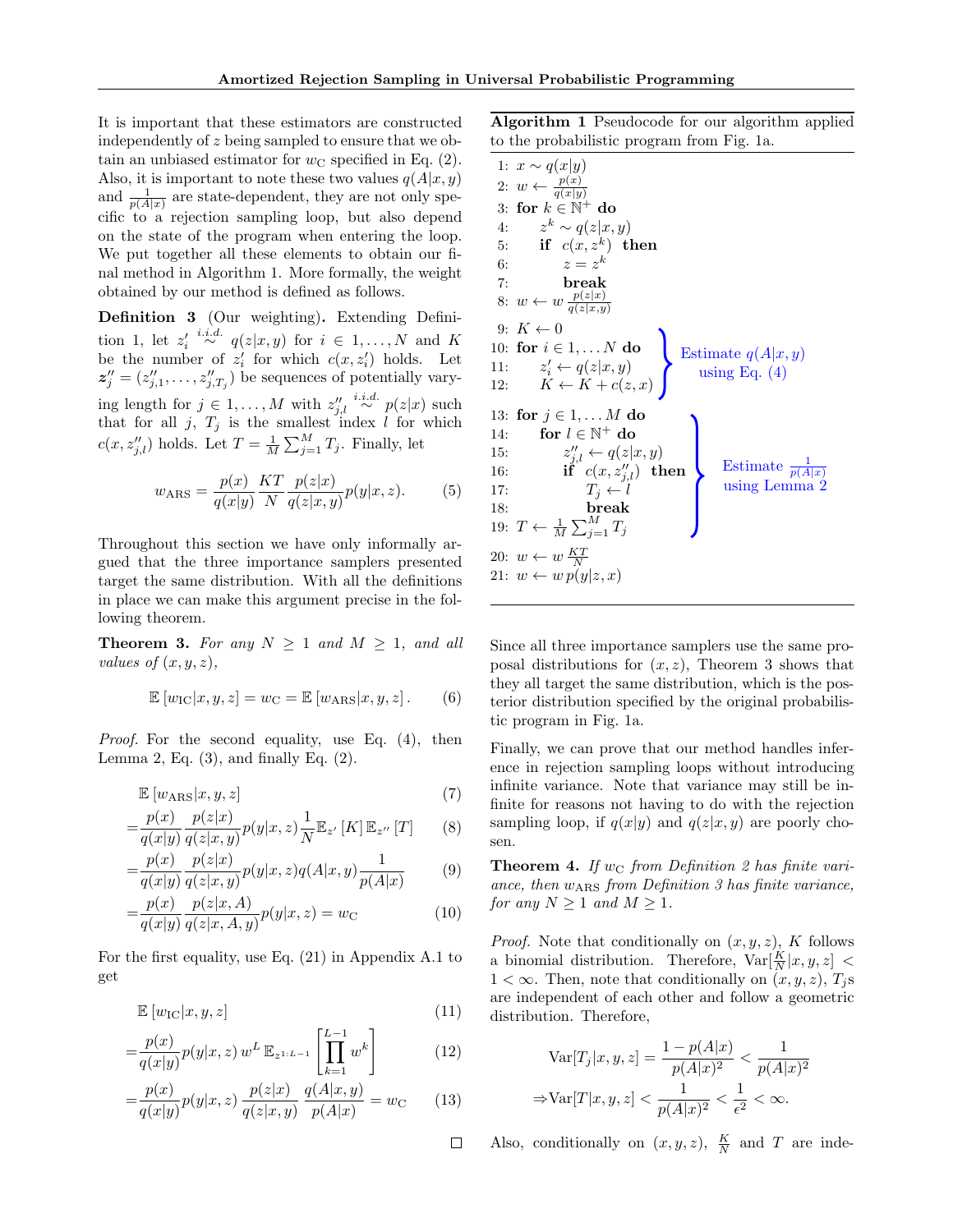It is important that these estimators are constructed independently of $z$ being sampled to ensure that we obtain an unbiased estimator for $w_{\text{C}}$ specified in Eq. (2). Also, it is important to note these two values $q(A|x,y)$ and $\frac{1}{p(A|x)}$ are state-dependent, they are not only specific to a rejection sampling loop, but also depend on the state of the program when entering the loop. We put together all these elements to obtain our final method in Algorithm 1. More formally, the weight obtained by our method is defined as follows.

**Definition 3** (Our weighting)**.** Extending Definition 1, let $z'_i \overset{i.i.d.}{\sim} q(z|x,y)$ for $i \in 1,\ldots,N$ and $K$ be the number of $z'_i$ for which $c(x,z'_i)$ holds. Let $\boldsymbol{z}''_j = (z''_{j,1},\ldots,z''_{j,T_j})$ be sequences of potentially varying length for $j \in 1,\ldots,M$ with $z''_{j,l} \overset{i.i.d.}{\sim} p(z|x)$ such that for all $j$, $T_j$ is the smallest index $l$ for which $c(x,z''_{j,l})$ holds. Let $T = \frac{1}{M}\sum_{j=1}^{M} T_j$. Finally, let

$$w_{\text{ARS}} = \frac{p(x)}{q(x|y)} \frac{KT}{N} \frac{p(z|x)}{q(z|x,y)} p(y|x,z). \tag{5}$$

Throughout this section we have only informally argued that the three importance samplers presented target the same distribution. With all the definitions in place we can make this argument precise in the following theorem.

**Theorem 3.** *For any $N \geq 1$ and $M \geq 1$, and all values of $(x,y,z)$,*

$$\mathbb{E}\left[w_{\text{IC}}|x,y,z\right] = w_{\text{C}} = \mathbb{E}\left[w_{\text{ARS}}|x,y,z\right]. \tag{6}$$

*Proof.* For the second equality, use Eq. (4), then Lemma 2, Eq. (3), and finally Eq. (2).

$$\begin{aligned}
&\mathbb{E}\left[w_{\text{ARS}}|x,y,z\right] && (7)\\
=&\frac{p(x)}{q(x|y)}\frac{p(z|x)}{q(z|x,y)}p(y|x,z)\frac{1}{N}\mathbb{E}_{z'}\left[K\right]\mathbb{E}_{z''}\left[T\right] && (8)\\
=&\frac{p(x)}{q(x|y)}\frac{p(z|x)}{q(z|x,y)}p(y|x,z)q(A|x,y)\frac{1}{p(A|x)} && (9)\\
=&\frac{p(x)}{q(x|y)}\frac{p(z|x,A)}{q(z|x,A,y)}p(y|x,z) = w_{\text{C}} && (10)
\end{aligned}$$

For the first equality, use Eq. (21) in Appendix A.1 to get

$$\begin{aligned}
&\mathbb{E}\left[w_{\text{IC}}|x,y,z\right] && (11)\\
=&\frac{p(x)}{q(x|y)}p(y|x,z)\, w^L\, \mathbb{E}_{z^{1:L-1}}\left[\prod_{k=1}^{L-1} w^k\right] && (12)\\
=&\frac{p(x)}{q(x|y)}p(y|x,z)\,\frac{p(z|x)}{q(z|x,y)}\,\frac{q(A|x,y)}{p(A|x)} = w_{\text{C}} && (13)
\end{aligned}$$

□

**Algorithm 1** Pseudocode for our algorithm applied to the probabilistic program from Fig. 1a.

```
1:  x ~ q(x|y)
2:  w ← p(x) / q(x|y)
3:  for k ∈ ℕ⁺ do
4:      z^k ~ q(z|x, y)
5:      if c(x, z^k) then
6:          z = z^k
7:          break
8:  w ← w p(z|x) / q(z|x,y)
9:  K ← 0                                   ⎫
10: for i ∈ 1,...N do                       ⎬ Estimate q(A|x,y)
11:     z'_i ← q(z|x, y)                    ⎪ using Eq. (4)
12:     K ← K + c(z, x)                     ⎭
13: for j ∈ 1,...M do                       ⎫
14:     for l ∈ ℕ⁺ do                       ⎪
15:         z''_{j,l} ← q(z|x, y)           ⎪
16:         if c(x, z''_{j,l}) then         ⎬ Estimate 1/p(A|x)
17:             T_j ← l                     ⎪ using Lemma 2
18:             break                       ⎪
19: T ← (1/M) Σ_{j=1}^{M} T_j               ⎭
20: w ← w KT/N
21: w ← w p(y|z, x)
```

Since all three importance samplers use the same proposal distributions for $(x,z)$, Theorem 3 shows that they all target the same distribution, which is the posterior distribution specified by the original probabilistic program in Fig. 1a.

Finally, we can prove that our method handles inference in rejection sampling loops without introducing infinite variance. Note that variance may still be infinite for reasons not having to do with the rejection sampling loop, if $q(x|y)$ and $q(z|x,y)$ are poorly chosen.

**Theorem 4.** *If $w_{\text{C}}$ from Definition 2 has finite variance, then $w_{\text{ARS}}$ from Definition 3 has finite variance, for any $N \geq 1$ and $M \geq 1$.*

*Proof.* Note that conditionally on $(x,y,z)$, $K$ follows a binomial distribution. Therefore, $\text{Var}[\frac{K}{N}|x,y,z] < 1 < \infty$. Then, note that conditionally on $(x,y,z)$, $T_j$s are independent of each other and follow a geometric distribution. Therefore,

$$\begin{aligned}
\text{Var}[T_j|x,y,z] &= \frac{1-p(A|x)}{p(A|x)^2} < \frac{1}{p(A|x)^2}\\
\Rightarrow \text{Var}[T|x,y,z] &< \frac{1}{p(A|x)^2} < \frac{1}{\epsilon^2} < \infty.
\end{aligned}$$

Also, conditionally on $(x,y,z)$, $\frac{K}{N}$ and $T$ are inde-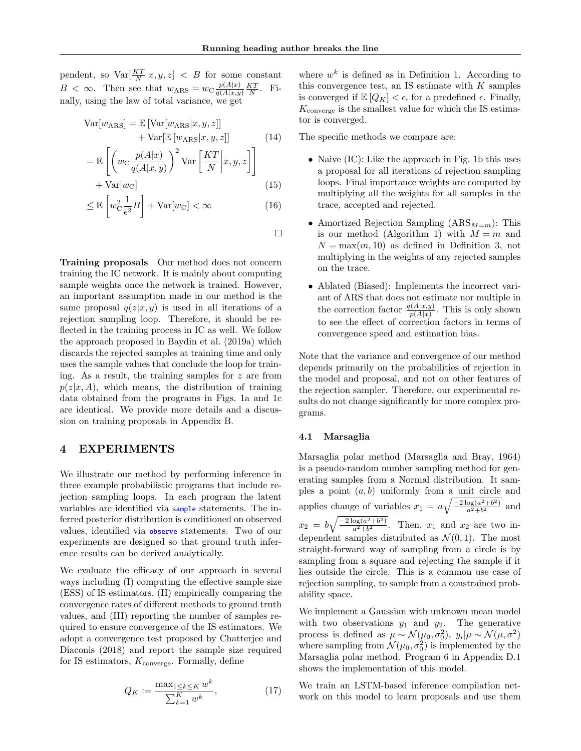pendent, so $\text{Var}[\frac{KT}{N}|x,y,z] < B$ for some constant $B < \infty$. Then see that $w_{\text{ARS}} = w_{\text{C}} \frac{p(A|x)}{q(A|x,y)} \frac{KT}{N}$. Finally, using the law of total variance, we get

$$
\begin{aligned}
\text{Var}[w_{\text{ARS}}] &= \mathbb{E}\left[\text{Var}[w_{\text{ARS}}|x,y,z]\right] \\
&\quad + \text{Var}[\mathbb{E}\left[w_{\text{ARS}}|x,y,z\right]] \qquad (14) \\
&= \mathbb{E}\left[\left(w_{\text{C}} \frac{p(A|x)}{q(A|x,y)}\right)^2 \text{Var}\left[\frac{KT}{N}\middle| x,y,z\right]\right] \\
&\quad + \text{Var}[w_{\text{C}}] \qquad (15) \\
&\leq \mathbb{E}\left[w_{\text{C}}^2 \frac{1}{\epsilon^2} B\right] + \text{Var}[w_{\text{C}}] < \infty \qquad (16)
\end{aligned}
$$

□

**Training proposals** Our method does not concern training the IC network. It is mainly about computing sample weights once the network is trained. However, an important assumption made in our method is the same proposal $q(z|x,y)$ is used in all iterations of a rejection sampling loop. Therefore, it should be reflected in the training process in IC as well. We follow the approach proposed in Baydin et al. (2019a) which discards the rejected samples at training time and only uses the sample values that conclude the loop for training. As a result, the training samples for $z$ are from $p(z|x,A)$, which means, the distribution of training data obtained from the programs in Figs. 1a and 1c are identical. We provide more details and a discussion on training proposals in Appendix B.

## 4 EXPERIMENTS

We illustrate our method by performing inference in three example probabilistic programs that include rejection sampling loops. In each program the latent variables are identified via `sample` statements. The inferred posterior distribution is conditioned on observed values, identified via `observe` statements. Two of our experiments are designed so that ground truth inference results can be derived analytically.

We evaluate the efficacy of our approach in several ways including (I) computing the effective sample size (ESS) of IS estimators, (II) empirically comparing the convergence rates of different methods to ground truth values, and (III) reporting the number of samples required to ensure convergence of the IS estimators. We adopt a convergence test proposed by Chatterjee and Diaconis (2018) and report the sample size required for IS estimators, $K_{\text{converge}}$. Formally, define

$$
Q_K := \frac{\max_{1 \leq k \leq K} w^k}{\sum_{k=1}^{K} w^k}, \qquad (17)
$$

where $w^k$ is defined as in Definition 1. According to this convergence test, an IS estimate with $K$ samples is converged if $\mathbb{E}[Q_K] < \epsilon$, for a predefined $\epsilon$. Finally, $K_{\text{converge}}$ is the smallest value for which the IS estimator is converged.

The specific methods we compare are:

- Naive (IC): Like the approach in Fig. 1b this uses a proposal for all iterations of rejection sampling loops. Final importance weights are computed by multiplying all the weights for all samples in the trace, accepted and rejected.
- Amortized Rejection Sampling ($\text{ARS}_{M=m}$): This is our method (Algorithm 1) with $M = m$ and $N = \max(m, 10)$ as defined in Definition 3, not multiplying in the weights of any rejected samples on the trace.
- Ablated (Biased): Implements the incorrect variant of ARS that does not estimate nor multiple in the correction factor $\frac{q(A|x,y)}{p(A|x)}$. This is only shown to see the effect of correction factors in terms of convergence speed and estimation bias.

Note that the variance and convergence of our method depends primarily on the probabilities of rejection in the model and proposal, and not on other features of the rejection sampler. Therefore, our experimental results do not change significantly for more complex programs.

### 4.1 Marsaglia

Marsaglia polar method (Marsaglia and Bray, 1964) is a pseudo-random number sampling method for generating samples from a Normal distribution. It samples a point $(a, b)$ uniformly from a unit circle and applies change of variables $x_1 = a\sqrt{\frac{-2\log(a^2+b^2)}{a^2+b^2}}$ and $x_2 = b\sqrt{\frac{-2\log(a^2+b^2)}{a^2+b^2}}$. Then, $x_1$ and $x_2$ are two independent samples distributed as $\mathcal{N}(0, 1)$. The most straight-forward way of sampling from a circle is by sampling from a square and rejecting the sample if it lies outside the circle. This is a common use case of rejection sampling, to sample from a constrained probability space.

We implement a Gaussian with unknown mean model with two observations $y_1$ and $y_2$. The generative process is defined as $\mu \sim \mathcal{N}(\mu_0, \sigma_0^2),\ y_i|\mu \sim \mathcal{N}(\mu, \sigma^2)$ where sampling from $\mathcal{N}(\mu_0, \sigma_0^2)$ is implemented by the Marsaglia polar method. Program 6 in Appendix D.1 shows the implementation of this model.

We train an LSTM-based inference compilation network on this model to learn proposals and use them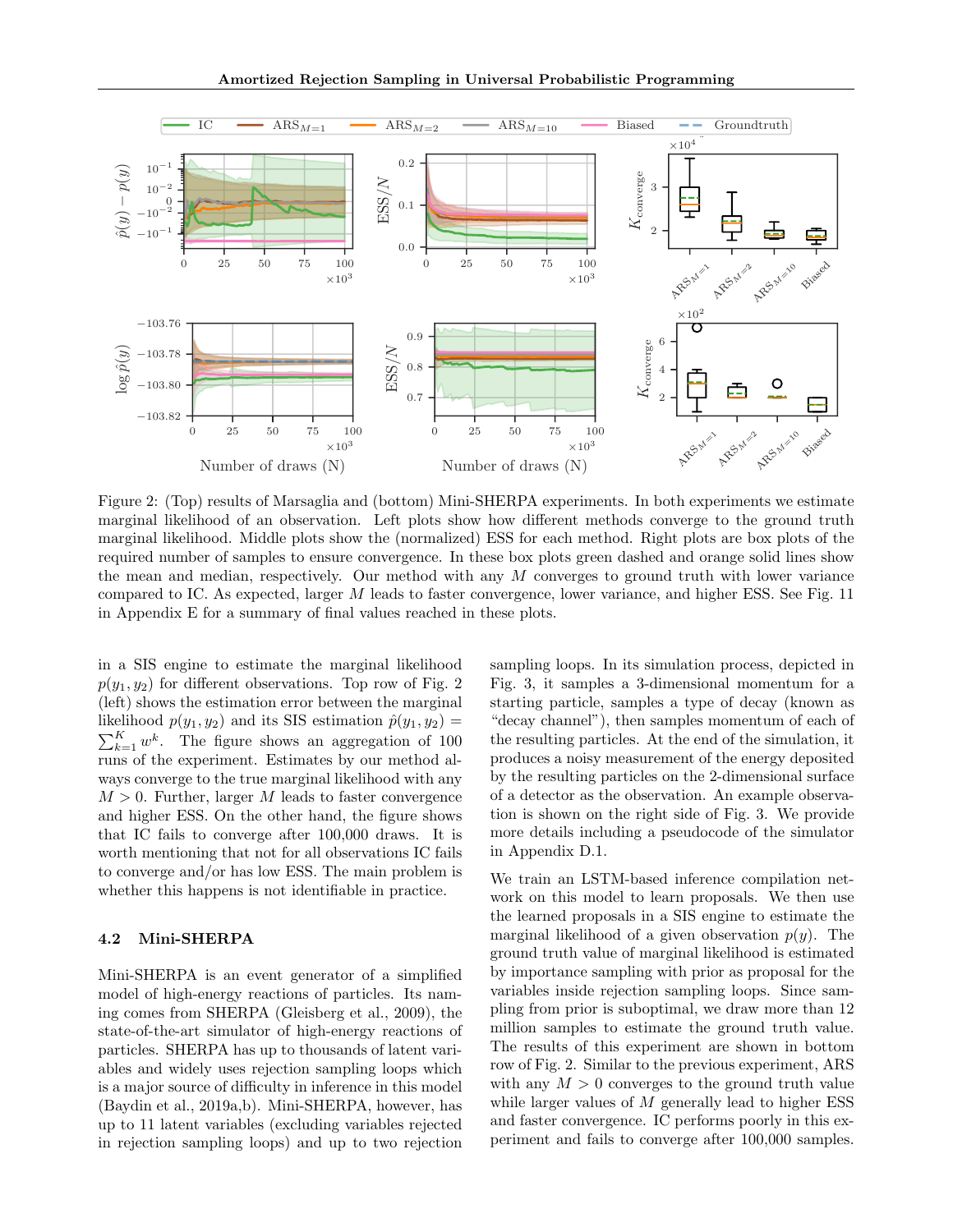Figure 2: (Top) results of Marsaglia and (bottom) Mini-SHERPA experiments. In both experiments we estimate marginal likelihood of an observation. Left plots show how different methods converge to the ground truth marginal likelihood. Middle plots show the (normalized) ESS for each method. Right plots are box plots of the required number of samples to ensure convergence. In these box plots green dashed and orange solid lines show the mean and median, respectively. Our method with any $M$ converges to ground truth with lower variance compared to IC. As expected, larger $M$ leads to faster convergence, lower variance, and higher ESS. See Fig. 11 in Appendix E for a summary of final values reached in these plots.

in a SIS engine to estimate the marginal likelihood $p(y_1, y_2)$ for different observations. Top row of Fig. 2 (left) shows the estimation error between the marginal likelihood $p(y_1, y_2)$ and its SIS estimation $\hat{p}(y_1, y_2) = \sum_{k=1}^{K} w^k$. The figure shows an aggregation of 100 runs of the experiment. Estimates by our method always converge to the true marginal likelihood with any $M > 0$. Further, larger $M$ leads to faster convergence and higher ESS. On the other hand, the figure shows that IC fails to converge after 100,000 draws. It is worth mentioning that not for all observations IC fails to converge and/or has low ESS. The main problem is whether this happens is not identifiable in practice.

### 4.2 Mini-SHERPA

Mini-SHERPA is an event generator of a simplified model of high-energy reactions of particles. Its naming comes from SHERPA (Gleisberg et al., 2009), the state-of-the-art simulator of high-energy reactions of particles. SHERPA has up to thousands of latent variables and widely uses rejection sampling loops which is a major source of difficulty in inference in this model (Baydin et al., 2019a,b). Mini-SHERPA, however, has up to 11 latent variables (excluding variables rejected in rejection sampling loops) and up to two rejection sampling loops. In its simulation process, depicted in Fig. 3, it samples a 3-dimensional momentum for a starting particle, samples a type of decay (known as "decay channel"), then samples momentum of each of the resulting particles. At the end of the simulation, it produces a noisy measurement of the energy deposited by the resulting particles on the 2-dimensional surface of a detector as the observation. An example observation is shown on the right side of Fig. 3. We provide more details including a pseudocode of the simulator in Appendix D.1.

We train an LSTM-based inference compilation network on this model to learn proposals. We then use the learned proposals in a SIS engine to estimate the marginal likelihood of a given observation $p(y)$. The ground truth value of marginal likelihood is estimated by importance sampling with prior as proposal for the variables inside rejection sampling loops. Since sampling from prior is suboptimal, we draw more than 12 million samples to estimate the ground truth value. The results of this experiment are shown in bottom row of Fig. 2. Similar to the previous experiment, ARS with $M > 0$ converges to the ground truth value while larger values of $M$ generally lead to higher ESS and faster convergence. IC performs poorly in this experiment and fails to converge after 100,000 samples.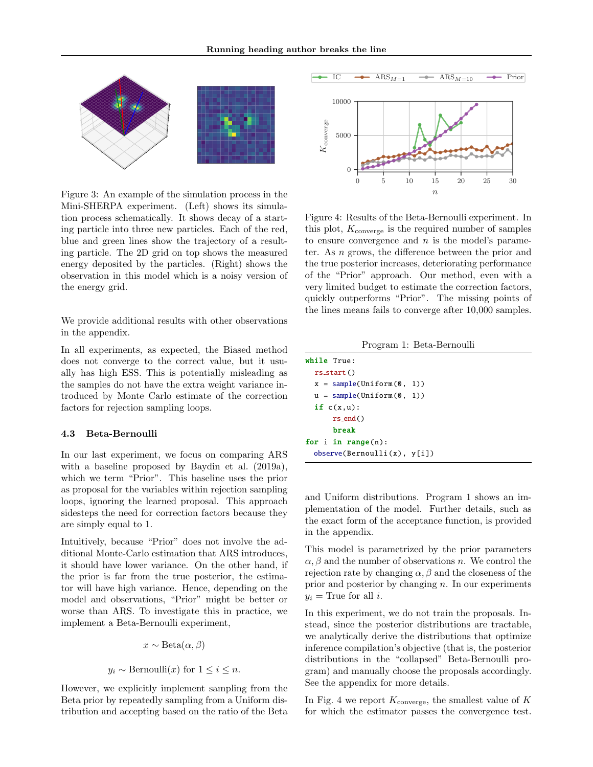Figure 3: An example of the simulation process in the Mini-SHERPA experiment. (Left) shows its simulation process schematically. It shows decay of a starting particle into three new particles. Each of the red, blue and green lines show the trajectory of a resulting particle. The 2D grid on top shows the measured energy deposited by the particles. (Right) shows the observation in this model which is a noisy version of the energy grid.

We provide additional results with other observations in the appendix.

In all experiments, as expected, the Biased method does not converge to the correct value, but it usually has high ESS. This is potentially misleading as the samples do not have the extra weight variance introduced by Monte Carlo estimate of the correction factors for rejection sampling loops.

### 4.3 Beta-Bernoulli

In our last experiment, we focus on comparing ARS with a baseline proposed by Baydin et al. (2019a), which we term "Prior". This baseline uses the prior as proposal for the variables within rejection sampling loops, ignoring the learned proposal. This approach sidesteps the need for correction factors because they are simply equal to 1.

Intuitively, because "Prior" does not involve the additional Monte-Carlo estimation that ARS introduces, it should have lower variance. On the other hand, if the prior is far from the true posterior, the estimator will have high variance. Hence, depending on the model and observations, "Prior" might be better or worse than ARS. To investigate this in practice, we implement a Beta-Bernoulli experiment,

$$x \sim \text{Beta}(\alpha, \beta)$$

$$y_i \sim \text{Bernoulli}(x) \text{ for } 1 \leq i \leq n.$$

However, we explicitly implement sampling from the Beta prior by repeatedly sampling from a Uniform distribution and accepting based on the ratio of the Beta

Figure 4: Results of the Beta-Bernoulli experiment. In this plot, $K_{\text{converge}}$ is the required number of samples to ensure convergence and $n$ is the model's parameter. As $n$ grows, the difference between the prior and the true posterior increases, deteriorating performance of the "Prior" approach. Our method, even with a very limited budget to estimate the correction factors, quickly outperforms "Prior". The missing points of the lines means fails to converge after 10,000 samples.

Program 1: Beta-Bernoulli

```
while True:
  rs_start()
  x = sample(Uniform(0, 1))
  u = sample(Uniform(0, 1))
  if c(x,u):
      rs_end()
      break
for i in range(n):
  observe(Bernoulli(x), y[i])
```

and Uniform distributions. Program 1 shows an implementation of the model. Further details, such as the exact form of the acceptance function, is provided in the appendix.

This model is parametrized by the prior parameters $\alpha, \beta$ and the number of observations $n$. We control the rejection rate by changing $\alpha, \beta$ and the closeness of the prior and posterior by changing $n$. In our experiments $y_i = \text{True}$ for all $i$.

In this experiment, we do not train the proposals. Instead, since the posterior distributions are tractable, we analytically derive the distributions that optimize inference compilation's objective (that is, the posterior distributions in the "collapsed" Beta-Bernoulli program) and manually choose the proposals accordingly. See the appendix for more details.

In Fig. 4 we report $K_{\text{converge}}$, the smallest value of $K$ for which the estimator passes the convergence test.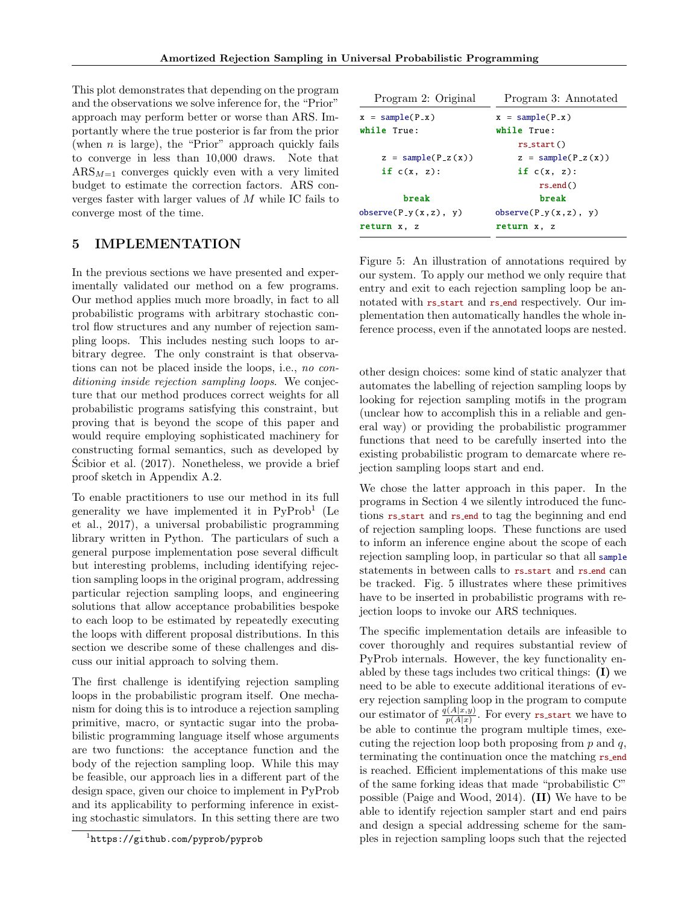This plot demonstrates that depending on the program and the observations we solve inference for, the "Prior" approach may perform better or worse than ARS. Importantly where the true posterior is far from the prior (when $n$ is large), the "Prior" approach quickly fails to converge in less than 10,000 draws. Note that $\text{ARS}_{M=1}$ converges quickly even with a very limited budget to estimate the correction factors. ARS converges faster with larger values of $M$ while IC fails to converge most of the time.

## 5 IMPLEMENTATION

In the previous sections we have presented and experimentally validated our method on a few programs. Our method applies much more broadly, in fact to all probabilistic programs with arbitrary stochastic control flow structures and any number of rejection sampling loops. This includes nesting such loops to arbitrary degree. The only constraint is that observations can not be placed inside the loops, i.e., *no conditioning inside rejection sampling loops.* We conjecture that our method produces correct weights for all probabilistic programs satisfying this constraint, but proving that is beyond the scope of this paper and would require employing sophisticated machinery for constructing formal semantics, such as developed by Ścibior et al. (2017). Nonetheless, we provide a brief proof sketch in Appendix A.2.

To enable practitioners to use our method in its full generality we have implemented it in PyProb[1] (Le et al., 2017), a universal probabilistic programming library written in Python. The particulars of such a general purpose implementation pose several difficult but interesting problems, including identifying rejection sampling loops in the original program, addressing particular rejection sampling loops, and engineering solutions that allow acceptance probabilities bespoke to each loop to be estimated by repeatedly executing the loops with different proposal distributions. In this section we describe some of these challenges and discuss our initial approach to solving them.

The first challenge is identifying rejection sampling loops in the probabilistic program itself. One mechanism for doing this is to introduce a rejection sampling primitive, macro, or syntactic sugar into the probabilistic programming language itself whose arguments are two functions: the acceptance function and the body of the rejection sampling loop. While this may be feasible, our approach lies in a different part of the design space, given our choice to implement in PyProb and its applicability to performing inference in existing stochastic simulators. In this setting there are two

[1] https://github.com/pyprob/pyprob

Program 2: Original

```
x = sample(P_x)
while True:

    z = sample(P_z(x))
    if c(x, z):

        break
observe(P_y(x,z), y)
return x, z
```

Program 3: Annotated

```
x = sample(P_x)
while True:
    rs_start()
    z = sample(P_z(x))
    if c(x, z):
        rs_end()
        break
observe(P_y(x,z), y)
return x, z
```

Figure 5: An illustration of annotations required by our system. To apply our method we only require that entry and exit to each rejection sampling loop be annotated with `rs_start` and `rs_end` respectively. Our implementation then automatically handles the whole inference process, even if the annotated loops are nested.

other design choices: some kind of static analyzer that automates the labelling of rejection sampling loops by looking for rejection sampling motifs in the program (unclear how to accomplish this in a reliable and general way) or providing the probabilistic programmer functions that need to be carefully inserted into the existing probabilistic program to demarcate where rejection sampling loops start and end.

We chose the latter approach in this paper. In the programs in Section 4 we silently introduced the functions `rs_start` and `rs_end` to tag the beginning and end of rejection sampling loops. These functions are used to inform an inference engine about the scope of each rejection sampling loop, in particular so that all `sample` statements in between calls to `rs_start` and `rs_end` can be tracked. Fig. 5 illustrates where these primitives have to be inserted in probabilistic programs with rejection loops to invoke our ARS techniques.

The specific implementation details are infeasible to cover thoroughly and requires substantial review of PyProb internals. However, the key functionality enabled by these tags includes two critical things: **(I)** we need to be able to execute additional iterations of every rejection sampling loop in the program to compute our estimator of $\frac{q(A|x,y)}{p(A|x)}$. For every `rs_start` we have to be able to continue the program multiple times, executing the rejection loop both proposing from $p$ and $q$, terminating the continuation once the matching `rs_end` is reached. Efficient implementations of this make use of the same forking ideas that made "probabilistic C" possible (Paige and Wood, 2014). **(II)** We have to be able to identify rejection sampler start and end pairs and design a special addressing scheme for the samples in rejection sampling loops such that the rejected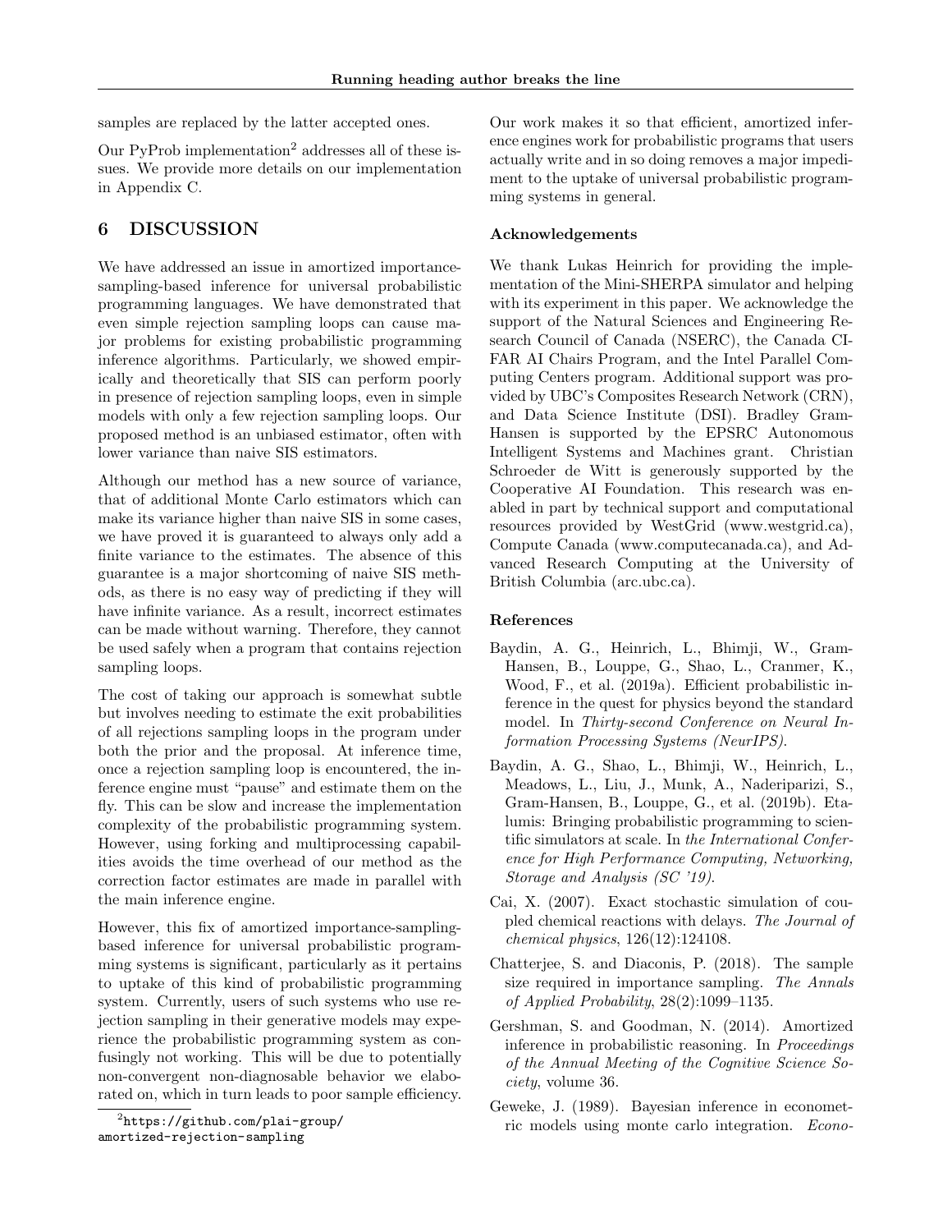samples are replaced by the latter accepted ones.

Our PyProb implementation[2] addresses all of these issues. We provide more details on our implementation in Appendix C.

## 6 DISCUSSION

We have addressed an issue in amortized importance-sampling-based inference for universal probabilistic programming languages. We have demonstrated that even simple rejection sampling loops can cause major problems for existing probabilistic programming inference algorithms. Particularly, we showed empirically and theoretically that SIS can perform poorly in presence of rejection sampling loops, even in simple models with only a few rejection sampling loops. Our proposed method is an unbiased estimator, often with lower variance than naive SIS estimators.

Although our method has a new source of variance, that of additional Monte Carlo estimators which can make its variance higher than naive SIS in some cases, we have proved it is guaranteed to always only add a finite variance to the estimates. The absence of this guarantee is a major shortcoming of naive SIS methods, as there is no easy way of predicting if they will have infinite variance. As a result, incorrect estimates can be made without warning. Therefore, they cannot be used safely when a program that contains rejection sampling loops.

The cost of taking our approach is somewhat subtle but involves needing to estimate the exit probabilities of all rejections sampling loops in the program under both the prior and the proposal. At inference time, once a rejection sampling loop is encountered, the inference engine must "pause" and estimate them on the fly. This can be slow and increase the implementation complexity of the probabilistic programming system. However, using forking and multiprocessing capabilities avoids the time overhead of our method as the correction factor estimates are made in parallel with the main inference engine.

However, this fix of amortized importance-sampling-based inference for universal probabilistic programming systems is significant, particularly as it pertains to uptake of this kind of probabilistic programming system. Currently, users of such systems who use rejection sampling in their generative models may experience the probabilistic programming system as confusingly not working. This will be due to potentially non-convergent non-diagnosable behavior we elaborated on, which in turn leads to poor sample efficiency. Our work makes it so that efficient, amortized inference engines work for probabilistic programs that users actually write and in so doing removes a major impediment to the uptake of universal probabilistic programming systems in general.

[2] https://github.com/plai-group/amortized-rejection-sampling

### Acknowledgements

We thank Lukas Heinrich for providing the implementation of the Mini-SHERPA simulator and helping with its experiment in this paper. We acknowledge the support of the Natural Sciences and Engineering Research Council of Canada (NSERC), the Canada CIFAR AI Chairs Program, and the Intel Parallel Computing Centers program. Additional support was provided by UBC's Composites Research Network (CRN), and Data Science Institute (DSI). Bradley Gram-Hansen is supported by the EPSRC Autonomous Intelligent Systems and Machines grant. Christian Schroeder de Witt is generously supported by the Cooperative AI Foundation. This research was enabled in part by technical support and computational resources provided by WestGrid (www.westgrid.ca), Compute Canada (www.computecanada.ca), and Advanced Research Computing at the University of British Columbia (arc.ubc.ca).

### References

Baydin, A. G., Heinrich, L., Bhimji, W., Gram-Hansen, B., Louppe, G., Shao, L., Cranmer, K., Wood, F., et al. (2019a). Efficient probabilistic inference in the quest for physics beyond the standard model. In *Thirty-second Conference on Neural Information Processing Systems (NeurIPS)*.

Baydin, A. G., Shao, L., Bhimji, W., Heinrich, L., Meadows, L., Liu, J., Munk, A., Naderiparizi, S., Gram-Hansen, B., Louppe, G., et al. (2019b). Etalumis: Bringing probabilistic programming to scientific simulators at scale. In *the International Conference for High Performance Computing, Networking, Storage and Analysis (SC '19)*.

Cai, X. (2007). Exact stochastic simulation of coupled chemical reactions with delays. *The Journal of chemical physics*, 126(12):124108.

Chatterjee, S. and Diaconis, P. (2018). The sample size required in importance sampling. *The Annals of Applied Probability*, 28(2):1099–1135.

Gershman, S. and Goodman, N. (2014). Amortized inference in probabilistic reasoning. In *Proceedings of the Annual Meeting of the Cognitive Science Society*, volume 36.

Geweke, J. (1989). Bayesian inference in econometric models using monte carlo integration. *Econo-*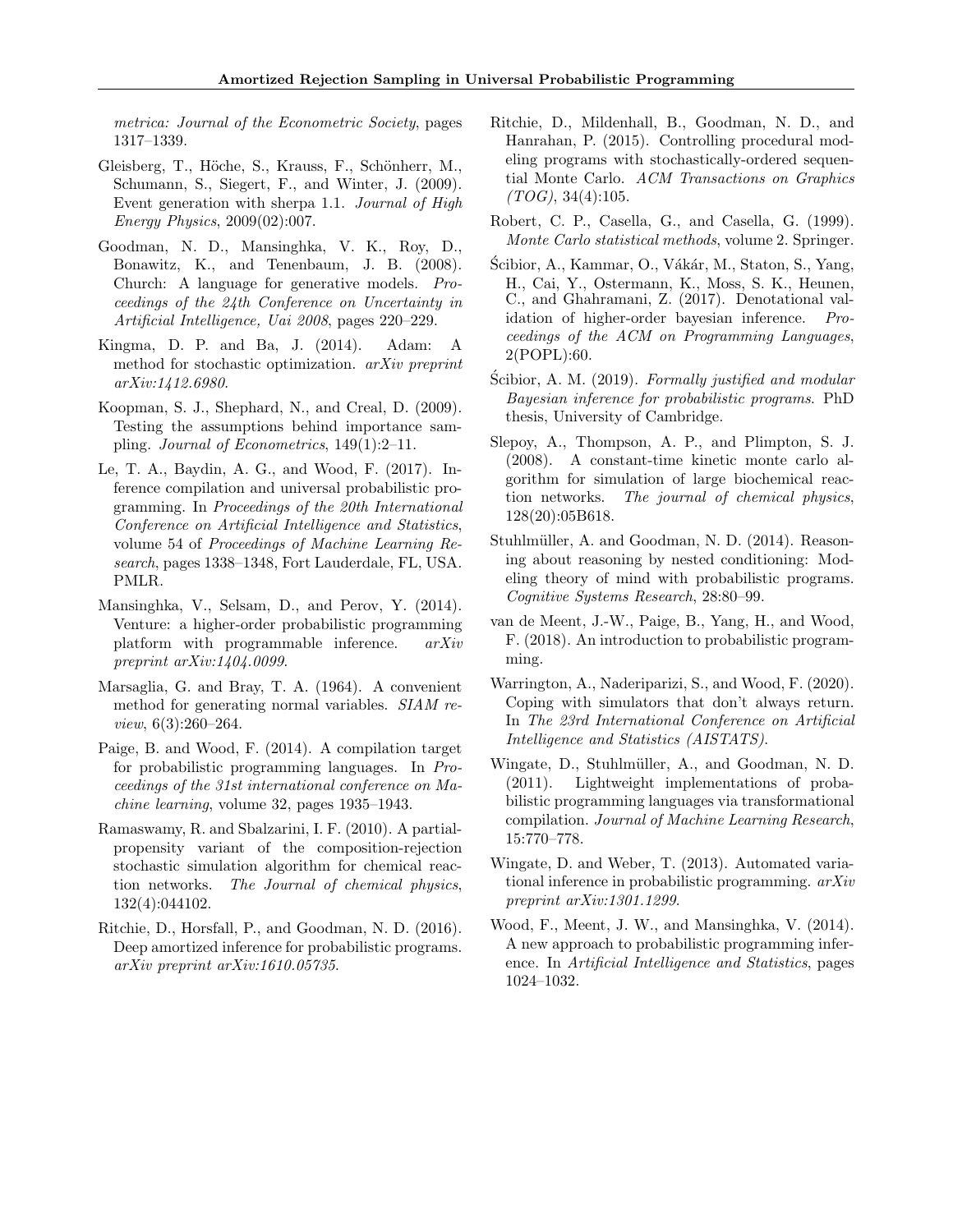*metrica: Journal of the Econometric Society*, pages 1317–1339.

Gleisberg, T., Höche, S., Krauss, F., Schönherr, M., Schumann, S., Siegert, F., and Winter, J. (2009). Event generation with sherpa 1.1. *Journal of High Energy Physics*, 2009(02):007.

Goodman, N. D., Mansinghka, V. K., Roy, D., Bonawitz, K., and Tenenbaum, J. B. (2008). Church: A language for generative models. *Proceedings of the 24th Conference on Uncertainty in Artificial Intelligence, Uai 2008*, pages 220–229.

Kingma, D. P. and Ba, J. (2014). Adam: A method for stochastic optimization. *arXiv preprint arXiv:1412.6980*.

Koopman, S. J., Shephard, N., and Creal, D. (2009). Testing the assumptions behind importance sampling. *Journal of Econometrics*, 149(1):2–11.

Le, T. A., Baydin, A. G., and Wood, F. (2017). Inference compilation and universal probabilistic programming. In *Proceedings of the 20th International Conference on Artificial Intelligence and Statistics*, volume 54 of *Proceedings of Machine Learning Research*, pages 1338–1348, Fort Lauderdale, FL, USA. PMLR.

Mansinghka, V., Selsam, D., and Perov, Y. (2014). Venture: a higher-order probabilistic programming platform with programmable inference. *arXiv preprint arXiv:1404.0099*.

Marsaglia, G. and Bray, T. A. (1964). A convenient method for generating normal variables. *SIAM review*, 6(3):260–264.

Paige, B. and Wood, F. (2014). A compilation target for probabilistic programming languages. In *Proceedings of the 31st international conference on Machine learning*, volume 32, pages 1935–1943.

Ramaswamy, R. and Sbalzarini, I. F. (2010). A partial-propensity variant of the composition-rejection stochastic simulation algorithm for chemical reaction networks. *The Journal of chemical physics*, 132(4):044102.

Ritchie, D., Horsfall, P., and Goodman, N. D. (2016). Deep amortized inference for probabilistic programs. *arXiv preprint arXiv:1610.05735*.

Ritchie, D., Mildenhall, B., Goodman, N. D., and Hanrahan, P. (2015). Controlling procedural modeling programs with stochastically-ordered sequential Monte Carlo. *ACM Transactions on Graphics (TOG)*, 34(4):105.

Robert, C. P., Casella, G., and Casella, G. (1999). *Monte Carlo statistical methods*, volume 2. Springer.

Ścibior, A., Kammar, O., Vákár, M., Staton, S., Yang, H., Cai, Y., Ostermann, K., Moss, S. K., Heunen, C., and Ghahramani, Z. (2017). Denotational validation of higher-order bayesian inference. *Proceedings of the ACM on Programming Languages*, 2(POPL):60.

Ścibior, A. M. (2019). *Formally justified and modular Bayesian inference for probabilistic programs*. PhD thesis, University of Cambridge.

Slepoy, A., Thompson, A. P., and Plimpton, S. J. (2008). A constant-time kinetic monte carlo algorithm for simulation of large biochemical reaction networks. *The journal of chemical physics*, 128(20):05B618.

Stuhlmüller, A. and Goodman, N. D. (2014). Reasoning about reasoning by nested conditioning: Modeling theory of mind with probabilistic programs. *Cognitive Systems Research*, 28:80–99.

van de Meent, J.-W., Paige, B., Yang, H., and Wood, F. (2018). An introduction to probabilistic programming.

Warrington, A., Naderiparizi, S., and Wood, F. (2020). Coping with simulators that don't always return. In *The 23rd International Conference on Artificial Intelligence and Statistics (AISTATS)*.

Wingate, D., Stuhlmüller, A., and Goodman, N. D. (2011). Lightweight implementations of probabilistic programming languages via transformational compilation. *Journal of Machine Learning Research*, 15:770–778.

Wingate, D. and Weber, T. (2013). Automated variational inference in probabilistic programming. *arXiv preprint arXiv:1301.1299*.

Wood, F., Meent, J. W., and Mansinghka, V. (2014). A new approach to probabilistic programming inference. In *Artificial Intelligence and Statistics*, pages 1024–1032.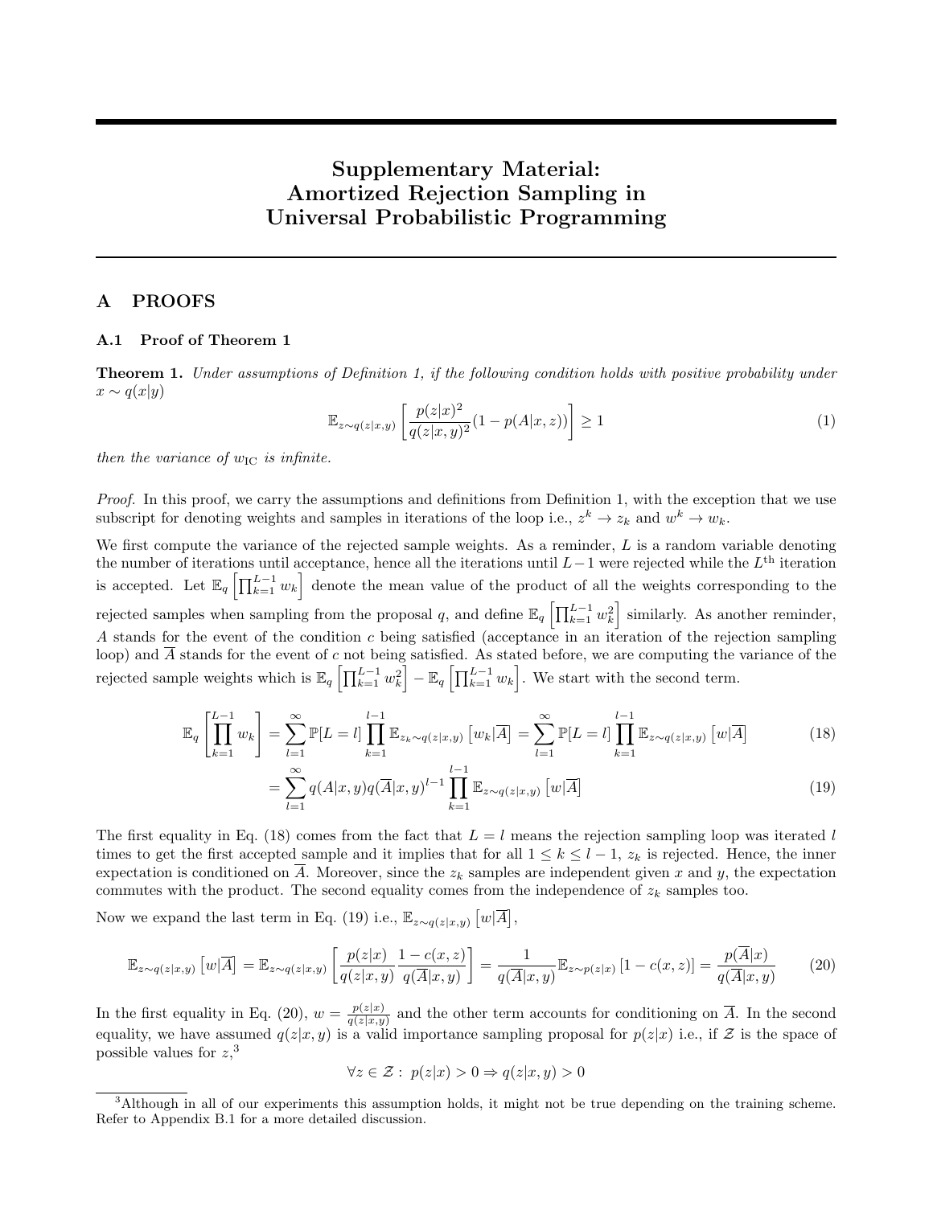# Supplementary Material: Amortized Rejection Sampling in Universal Probabilistic Programming

## A PROOFS

### A.1 Proof of Theorem 1

**Theorem 1.** *Under assumptions of Definition 1, if the following condition holds with positive probability under $x \sim q(x|y)$*

$$\mathbb{E}_{z\sim q(z|x,y)}\left[\frac{p(z|x)^2}{q(z|x,y)^2}(1-p(A|x,z))\right] \geq 1 \tag{1}$$

*then the variance of $w_{\text{IC}}$ is infinite.*

*Proof.* In this proof, we carry the assumptions and definitions from Definition 1, with the exception that we use subscript for denoting weights and samples in iterations of the loop i.e., $z^k \to z_k$ and $w^k \to w_k$.

We first compute the variance of the rejected sample weights. As a reminder, $L$ is a random variable denoting the number of iterations until acceptance, hence all the iterations until $L-1$ were rejected while the $L^{\text{th}}$ iteration is accepted. Let $\mathbb{E}_q\left[\prod_{k=1}^{L-1} w_k\right]$ denote the mean value of the product of all the weights corresponding to the rejected samples when sampling from the proposal $q$, and define $\mathbb{E}_q\left[\prod_{k=1}^{L-1} w_k^2\right]$ similarly. As another reminder, $A$ stands for the event of the condition $c$ being satisfied (acceptance in an iteration of the rejection sampling loop) and $\overline{A}$ stands for the event of $c$ not being satisfied. As stated before, we are computing the variance of the rejected sample weights which is $\mathbb{E}_q\left[\prod_{k=1}^{L-1} w_k^2\right] - \mathbb{E}_q\left[\prod_{k=1}^{L-1} w_k\right]$. We start with the second term.

$$\mathbb{E}_q\left[\prod_{k=1}^{L-1} w_k\right] = \sum_{l=1}^{\infty} \mathbb{P}[L=l] \prod_{k=1}^{l-1} \mathbb{E}_{z_k\sim q(z|x,y)}\left[w_k|\overline{A}\right] = \sum_{l=1}^{\infty} \mathbb{P}[L=l] \prod_{k=1}^{l-1} \mathbb{E}_{z\sim q(z|x,y)}\left[w|\overline{A}\right] \tag{18}$$

$$= \sum_{l=1}^{\infty} q(A|x,y) q(\overline{A}|x,y)^{l-1} \prod_{k=1}^{l-1} \mathbb{E}_{z\sim q(z|x,y)}\left[w|\overline{A}\right] \tag{19}$$

The first equality in Eq. (18) comes from the fact that $L=l$ means the rejection sampling loop was iterated $l$ times to get the first accepted sample and it implies that for all $1 \leq k \leq l-1$, $z_k$ is rejected. Hence, the inner expectation is conditioned on $\overline{A}$. Moreover, since the $z_k$ samples are independent given $x$ and $y$, the expectation commutes with the product. The second equality comes from the independence of $z_k$ samples too.

Now we expand the last term in Eq. (19) i.e., $\mathbb{E}_{z\sim q(z|x,y)}\left[w|\overline{A}\right]$,

$$\mathbb{E}_{z\sim q(z|x,y)}\left[w|\overline{A}\right] = \mathbb{E}_{z\sim q(z|x,y)}\left[\frac{p(z|x)}{q(z|x,y)}\frac{1-c(x,z)}{q(\overline{A}|x,y)}\right] = \frac{1}{q(\overline{A}|x,y)}\mathbb{E}_{z\sim p(z|x)}\left[1-c(x,z)\right] = \frac{p(\overline{A}|x)}{q(\overline{A}|x,y)} \tag{20}$$

In the first equality in Eq. (20), $w = \frac{p(z|x)}{q(z|x,y)}$ and the other term accounts for conditioning on $\overline{A}$. In the second equality, we have assumed $q(z|x,y)$ is a valid importance sampling proposal for $p(z|x)$ i.e., if $\mathcal{Z}$ is the space of possible values for $z$,[3]

$$\forall z \in \mathcal{Z}: \; p(z|x) > 0 \Rightarrow q(z|x,y) > 0$$

[3] Although in all of our experiments this assumption holds, it might not be true depending on the training scheme. Refer to Appendix B.1 for a more detailed discussion.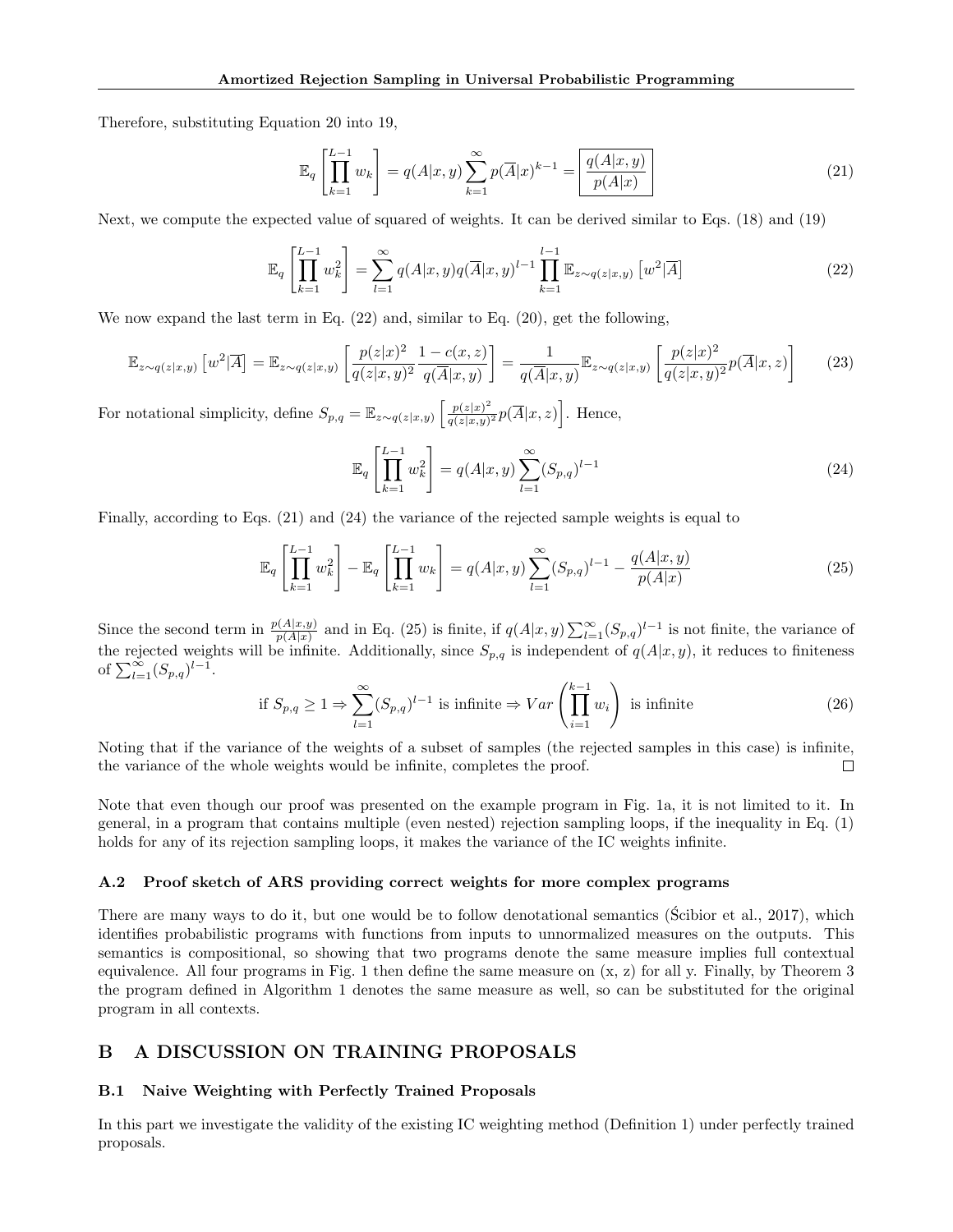Therefore, substituting Equation 20 into 19,

$$\mathbb{E}_q\left[\prod_{k=1}^{L-1} w_k\right] = q(A|x,y)\sum_{k=1}^{\infty} p(\overline{A}|x)^{k-1} = \boxed{\frac{q(A|x,y)}{p(A|x)}} \tag{21}$$

Next, we compute the expected value of squared of weights. It can be derived similar to Eqs. (18) and (19)

$$\mathbb{E}_q\left[\prod_{k=1}^{L-1} w_k^2\right] = \sum_{l=1}^{\infty} q(A|x,y)q(\overline{A}|x,y)^{l-1}\prod_{k=1}^{l-1}\mathbb{E}_{z\sim q(z|x,y)}\left[w^2|\overline{A}\right] \tag{22}$$

We now expand the last term in Eq. (22) and, similar to Eq. (20), get the following,

$$\mathbb{E}_{z\sim q(z|x,y)}\left[w^2|\overline{A}\right] = \mathbb{E}_{z\sim q(z|x,y)}\left[\frac{p(z|x)^2}{q(z|x,y)^2}\frac{1-c(x,z)}{q(\overline{A}|x,y)}\right] = \frac{1}{q(\overline{A}|x,y)}\mathbb{E}_{z\sim q(z|x,y)}\left[\frac{p(z|x)^2}{q(z|x,y)^2}p(\overline{A}|x,z)\right] \tag{23}$$

For notational simplicity, define $S_{p,q} = \mathbb{E}_{z\sim q(z|x,y)}\left[\frac{p(z|x)^2}{q(z|x,y)^2}p(\overline{A}|x,z)\right]$. Hence,

$$\mathbb{E}_q\left[\prod_{k=1}^{L-1} w_k^2\right] = q(A|x,y)\sum_{l=1}^{\infty}(S_{p,q})^{l-1} \tag{24}$$

Finally, according to Eqs. (21) and (24) the variance of the rejected sample weights is equal to

$$\mathbb{E}_q\left[\prod_{k=1}^{L-1} w_k^2\right] - \mathbb{E}_q\left[\prod_{k=1}^{L-1} w_k\right] = q(A|x,y)\sum_{l=1}^{\infty}(S_{p,q})^{l-1} - \frac{q(A|x,y)}{p(A|x)} \tag{25}$$

Since the second term in $\frac{p(A|x,y)}{p(A|x)}$ and in Eq. (25) is finite, if $q(A|x,y)\sum_{l=1}^{\infty}(S_{p,q})^{l-1}$ is not finite, the variance of the rejected weights will be infinite. Additionally, since $S_{p,q}$ is independent of $q(A|x,y)$, it reduces to finiteness of $\sum_{l=1}^{\infty}(S_{p,q})^{l-1}$.

$$\text{if } S_{p,q} \geq 1 \Rightarrow \sum_{l=1}^{\infty}(S_{p,q})^{l-1} \text{ is infinite} \Rightarrow Var\left(\prod_{i=1}^{k-1} w_i\right) \text{ is infinite} \tag{26}$$

Noting that if the variance of the weights of a subset of samples (the rejected samples in this case) is infinite, the variance of the whole weights would be infinite, completes the proof. □

Note that even though our proof was presented on the example program in Fig. 1a, it is not limited to it. In general, in a program that contains multiple (even nested) rejection sampling loops, if the inequality in Eq. (1) holds for any of its rejection sampling loops, it makes the variance of the IC weights infinite.

### A.2 Proof sketch of ARS providing correct weights for more complex programs

There are many ways to do it, but one would be to follow denotational semantics (Ścibior et al., 2017), which identifies probabilistic programs with functions from inputs to unnormalized measures on the outputs. This semantics is compositional, so showing that two programs denote the same measure implies full contextual equivalence. All four programs in Fig. 1 then define the same measure on (x, z) for all y. Finally, by Theorem 3 the program defined in Algorithm 1 denotes the same measure as well, so can be substituted for the original program in all contexts.

## B A DISCUSSION ON TRAINING PROPOSALS

### B.1 Naive Weighting with Perfectly Trained Proposals

In this part we investigate the validity of the existing IC weighting method (Definition 1) under perfectly trained proposals.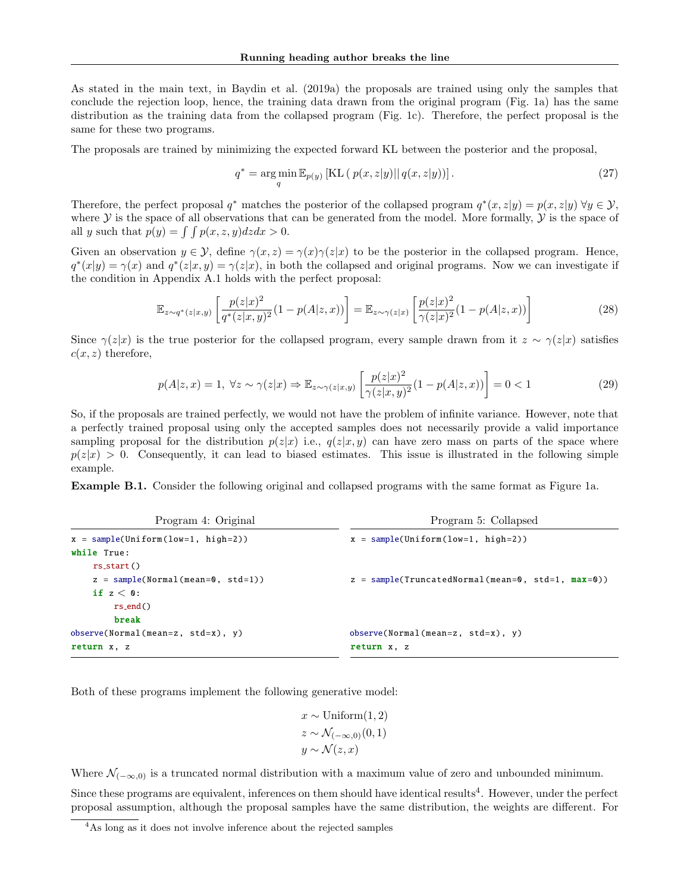As stated in the main text, in Baydin et al. (2019a) the proposals are trained using only the samples that conclude the rejection loop, hence, the training data drawn from the original program (Fig. 1a) has the same distribution as the training data from the collapsed program (Fig. 1c). Therefore, the perfect proposal is the same for these two programs.

The proposals are trained by minimizing the expected forward KL between the posterior and the proposal,

$$q^* = \arg\min_q \mathbb{E}_{p(y)} \left[ \mathrm{KL} \left( p(x, z|y) || q(x, z|y) \right) \right]. \tag{27}$$

Therefore, the perfect proposal $q^*$ matches the posterior of the collapsed program $q^*(x, z|y) = p(x, z|y) \; \forall y \in \mathcal{Y}$, where $\mathcal{Y}$ is the space of all observations that can be generated from the model. More formally, $\mathcal{Y}$ is the space of all $y$ such that $p(y) = \int \int p(x, z, y) dz dx > 0$.

Given an observation $y \in \mathcal{Y}$, define $\gamma(x, z) = \gamma(x)\gamma(z|x)$ to be the posterior in the collapsed program. Hence, $q^*(x|y) = \gamma(x)$ and $q^*(z|x, y) = \gamma(z|x)$, in both the collapsed and original programs. Now we can investigate if the condition in Appendix A.1 holds with the perfect proposal:

$$\mathbb{E}_{z \sim q^*(z|x,y)} \left[ \frac{p(z|x)^2}{q^*(z|x,y)^2} (1 - p(A|z, x)) \right] = \mathbb{E}_{z \sim \gamma(z|x)} \left[ \frac{p(z|x)^2}{\gamma(z|x)^2} (1 - p(A|z, x)) \right] \tag{28}$$

Since $\gamma(z|x)$ is the true posterior for the collapsed program, every sample drawn from it $z \sim \gamma(z|x)$ satisfies $c(x, z)$ therefore,

$$p(A|z, x) = 1, \; \forall z \sim \gamma(z|x) \Rightarrow \mathbb{E}_{z \sim \gamma(z|x,y)} \left[ \frac{p(z|x)^2}{\gamma(z|x,y)^2} (1 - p(A|z, x)) \right] = 0 < 1 \tag{29}$$

So, if the proposals are trained perfectly, we would not have the problem of infinite variance. However, note that a perfectly trained proposal using only the accepted samples does not necessarily provide a valid importance sampling proposal for the distribution $p(z|x)$ i.e., $q(z|x, y)$ can have zero mass on parts of the space where $p(z|x) > 0$. Consequently, it can lead to biased estimates. This issue is illustrated in the following simple example.

**Example B.1.** Consider the following original and collapsed programs with the same format as Figure 1a.

Program 4: Original

```
x = sample(Uniform(low=1, high=2))
while True:
    rs_start()
    z = sample(Normal(mean=0, std=1))
    if z < 0:
        rs_end()
        break
observe(Normal(mean=z, std=x), y)
return x, z
```

Program 5: Collapsed

```
x = sample(Uniform(low=1, high=2))

z = sample(TruncatedNormal(mean=0, std=1, max=0))

observe(Normal(mean=z, std=x), y)
return x, z
```

Both of these programs implement the following generative model:

$$x \sim \mathrm{Uniform}(1, 2)$$
$$z \sim \mathcal{N}_{(-\infty,0)}(0, 1)$$
$$y \sim \mathcal{N}(z, x)$$

Where $\mathcal{N}_{(-\infty,0)}$ is a truncated normal distribution with a maximum value of zero and unbounded minimum.

Since these programs are equivalent, inferences on them should have identical results[4]. However, under the perfect proposal assumption, although the proposal samples have the same distribution, the weights are different. For

[4] As long as it does not involve inference about the rejected samples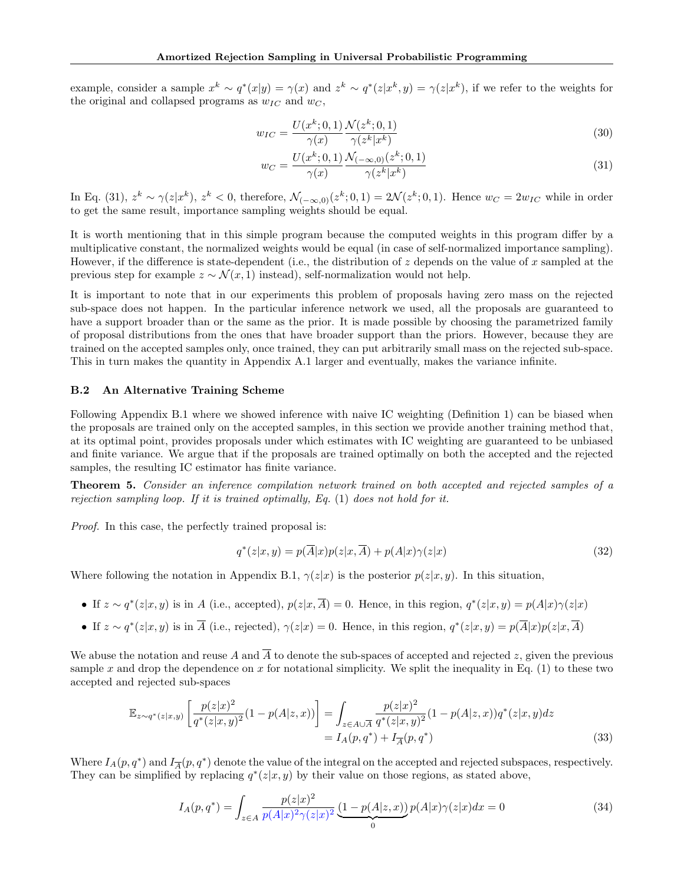example, consider a sample $x^k \sim q^*(x|y) = \gamma(x)$ and $z^k \sim q^*(z|x^k, y) = \gamma(z|x^k)$, if we refer to the weights for the original and collapsed programs as $w_{IC}$ and $w_C$,

$$w_{IC} = \frac{U(x^k; 0, 1)}{\gamma(x)} \frac{\mathcal{N}(z^k; 0, 1)}{\gamma(z^k|x^k)} \tag{30}$$

$$w_C = \frac{U(x^k; 0, 1)}{\gamma(x)} \frac{\mathcal{N}_{(-\infty,0)}(z^k; 0, 1)}{\gamma(z^k|x^k)} \tag{31}$$

In Eq. (31), $z^k \sim \gamma(z|x^k)$, $z^k < 0$, therefore, $\mathcal{N}_{(-\infty,0)}(z^k; 0, 1) = 2\mathcal{N}(z^k; 0, 1)$. Hence $w_C = 2w_{IC}$ while in order to get the same result, importance sampling weights should be equal.

It is worth mentioning that in this simple program because the computed weights in this program differ by a multiplicative constant, the normalized weights would be equal (in case of self-normalized importance sampling). However, if the difference is state-dependent (i.e., the distribution of $z$ depends on the value of $x$ sampled at the previous step for example $z \sim \mathcal{N}(x, 1)$ instead), self-normalization would not help.

It is important to note that in our experiments this problem of proposals having zero mass on the rejected sub-space does not happen. In the particular inference network we used, all the proposals are guaranteed to have a support broader than or the same as the prior. It is made possible by choosing the parametrized family of proposal distributions from the ones that have broader support than the priors. However, because they are trained on the accepted samples only, once trained, they can put arbitrarily small mass on the rejected sub-space. This in turn makes the quantity in Appendix A.1 larger and eventually, makes the variance infinite.

### B.2 An Alternative Training Scheme

Following Appendix B.1 where we showed inference with naive IC weighting (Definition 1) can be biased when the proposals are trained only on the accepted samples, in this section we provide another training method that, at its optimal point, provides proposals under which estimates with IC weighting are guaranteed to be unbiased and finite variance. We argue that if the proposals are trained optimally on both the accepted and the rejected samples, the resulting IC estimator has finite variance.

**Theorem 5.** *Consider an inference compilation network trained on both accepted and rejected samples of a rejection sampling loop. If it is trained optimally, Eq.* (1) *does not hold for it.*

*Proof.* In this case, the perfectly trained proposal is:

$$q^*(z|x, y) = p(\overline{A}|x)p(z|x, \overline{A}) + p(A|x)\gamma(z|x) \tag{32}$$

Where following the notation in Appendix B.1, $\gamma(z|x)$ is the posterior $p(z|x, y)$. In this situation,

- If $z \sim q^*(z|x, y)$ is in $A$ (i.e., accepted), $p(z|x, \overline{A}) = 0$. Hence, in this region, $q^*(z|x, y) = p(A|x)\gamma(z|x)$
- If $z \sim q^*(z|x, y)$ is in $\overline{A}$ (i.e., rejected), $\gamma(z|x) = 0$. Hence, in this region, $q^*(z|x, y) = p(\overline{A}|x)p(z|x, \overline{A})$

We abuse the notation and reuse $A$ and $\overline{A}$ to denote the sub-spaces of accepted and rejected $z$, given the previous sample $x$ and drop the dependence on $x$ for notational simplicity. We split the inequality in Eq. (1) to these two accepted and rejected sub-spaces

$$\begin{aligned}
\mathbb{E}_{z \sim q^*(z|x,y)}\left[\frac{p(z|x)^2}{q^*(z|x, y)^2}(1 - p(A|z, x))\right] &= \int_{z \in A \cup \overline{A}} \frac{p(z|x)^2}{q^*(z|x, y)^2}(1 - p(A|z, x))q^*(z|x, y)dz \\
&= I_A(p, q^*) + I_{\overline{A}}(p, q^*)
\end{aligned} \tag{33}$$

Where $I_A(p, q^*)$ and $I_{\overline{A}}(p, q^*)$ denote the value of the integral on the accepted and rejected subspaces, respectively. They can be simplified by replacing $q^*(z|x, y)$ by their value on those regions, as stated above,

$$I_A(p, q^*) = \int_{z \in A} \frac{p(z|x)^2}{p(A|x)^2\gamma(z|x)^2} \underbrace{(1 - p(A|z, x))}_{0} p(A|x)\gamma(z|x)dx = 0 \tag{34}$$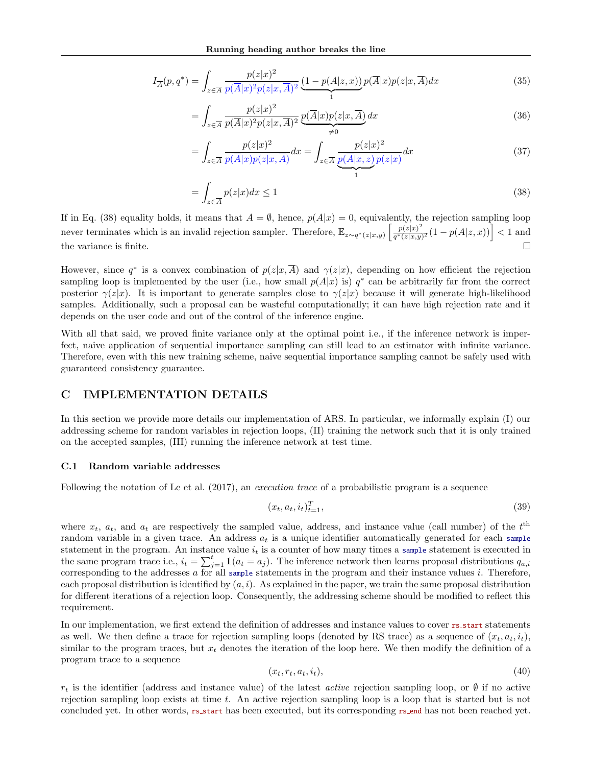$$I_{\overline{A}}(p, q^*) = \int_{z \in \overline{A}} \frac{p(z|x)^2}{p(\overline{A}|x)^2 p(z|x, \overline{A})^2} \underbrace{(1 - p(A|z, x))}_{1} p(\overline{A}|x) p(z|x, \overline{A}) dx \tag{35}$$

$$= \int_{z \in \overline{A}} \frac{p(z|x)^2}{p(\overline{A}|x)^2 p(z|x, \overline{A})^2} \underbrace{p(\overline{A}|x) p(z|x, \overline{A})}_{\neq 0} dx \tag{36}$$

$$= \int_{z \in \overline{A}} \frac{p(z|x)^2}{p(\overline{A}|x) p(z|x, \overline{A})} dx = \int_{z \in \overline{A}} \frac{p(z|x)^2}{\underbrace{p(\overline{A}|x, z)}_{1} p(z|x)} dx \tag{37}$$

$$= \int_{z \in \overline{A}} p(z|x) dx \leq 1 \tag{38}$$

If in Eq. (38) equality holds, it means that $A = \emptyset$, hence, $p(A|x) = 0$, equivalently, the rejection sampling loop never terminates which is an invalid rejection sampler. Therefore, $\mathbb{E}_{z \sim q^*(z|x,y)} \left[ \frac{p(z|x)^2}{q^*(z|x,y)^2} (1 - p(A|z, x)) \right] < 1$ and the variance is finite. $\square$

However, since $q^*$ is a convex combination of $p(z|x, \overline{A})$ and $\gamma(z|x)$, depending on how efficient the rejection sampling loop is implemented by the user (i.e., how small $p(A|x)$ is) $q^*$ can be arbitrarily far from the correct posterior $\gamma(z|x)$. It is important to generate samples close to $\gamma(z|x)$ because it will generate high-likelihood samples. Additionally, such a proposal can be wasteful computationally; it can have high rejection rate and it depends on the user code and out of the control of the inference engine.

With all that said, we proved finite variance only at the optimal point i.e., if the inference network is imperfect, naive application of sequential importance sampling can still lead to an estimator with infinite variance. Therefore, even with this new training scheme, naive sequential importance sampling cannot be safely used with guaranteed consistency guarantee.

# C IMPLEMENTATION DETAILS

In this section we provide more details our implementation of ARS. In particular, we informally explain (I) our addressing scheme for random variables in rejection loops, (II) training the network such that it is only trained on the accepted samples, (III) running the inference network at test time.

## C.1 Random variable addresses

Following the notation of Le et al. (2017), an *execution trace* of a probabilistic program is a sequence

$$(x_t, a_t, i_t)_{t=1}^T, \tag{39}$$

where $x_t$, $a_t$, and $a_t$ are respectively the sampled value, address, and instance value (call number) of the $t^{\text{th}}$ random variable in a given trace. An address $a_t$ is a unique identifier automatically generated for each `sample` statement in the program. An instance value $i_t$ is a counter of how many times a `sample` statement is executed in the same program trace i.e., $i_t = \sum_{j=1}^{t} \mathbb{1}(a_t = a_j)$. The inference network then learns proposal distributions $q_{a,i}$ corresponding to the addresses $a$ for all `sample` statements in the program and their instance values $i$. Therefore, each proposal distribution is identified by $(a, i)$. As explained in the paper, we train the same proposal distribution for different iterations of a rejection loop. Consequently, the addressing scheme should be modified to reflect this requirement.

In our implementation, we first extend the definition of addresses and instance values to cover `rs_start` statements as well. We then define a trace for rejection sampling loops (denoted by RS trace) as a sequence of $(x_t, a_t, i_t)$, similar to the program traces, but $x_t$ denotes the iteration of the loop here. We then modify the definition of a program trace to a sequence

$$(x_t, r_t, a_t, i_t), \tag{40}$$

$r_t$ is the identifier (address and instance value) of the latest *active* rejection sampling loop, or $\emptyset$ if no active rejection sampling loop exists at time $t$. An active rejection sampling loop is a loop that is started but is not concluded yet. In other words, `rs_start` has been executed, but its corresponding `rs_end` has not been reached yet.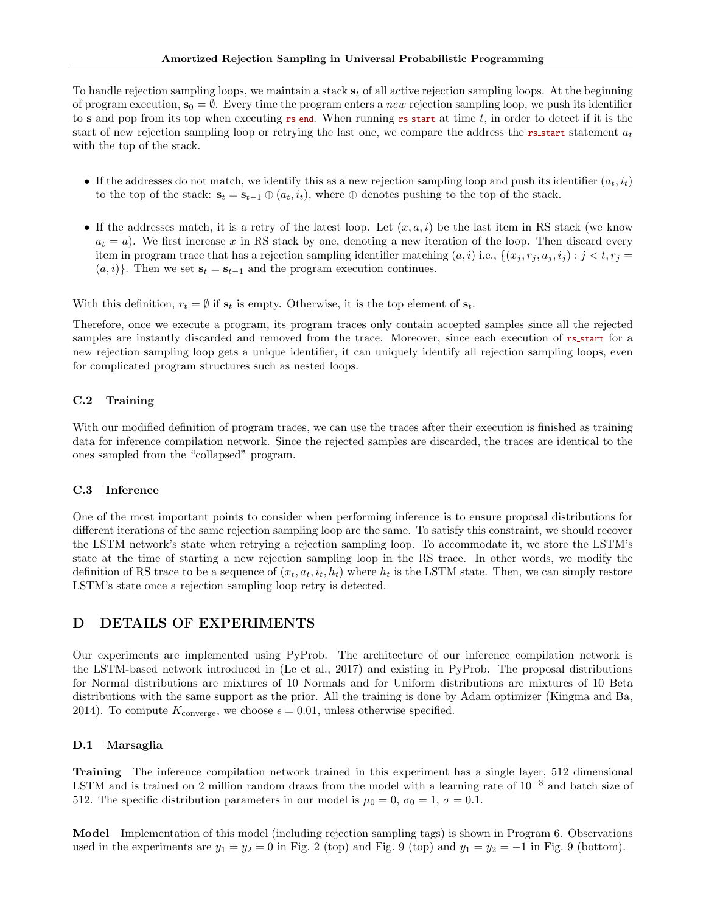To handle rejection sampling loops, we maintain a stack $\mathbf{s}_t$ of all active rejection sampling loops. At the beginning of program execution, $\mathbf{s}_0 = \emptyset$. Every time the program enters a *new* rejection sampling loop, we push its identifier to $\mathbf{s}$ and pop from its top when executing `rs_end`. When running `rs_start` at time $t$, in order to detect if it is the start of new rejection sampling loop or retrying the last one, we compare the address the `rs_start` statement $a_t$ with the top of the stack.

- If the addresses do not match, we identify this as a new rejection sampling loop and push its identifier $(a_t, i_t)$ to the top of the stack: $\mathbf{s}_t = \mathbf{s}_{t-1} \oplus (a_t, i_t)$, where $\oplus$ denotes pushing to the top of the stack.

- If the addresses match, it is a retry of the latest loop. Let $(x, a, i)$ be the last item in RS stack (we know $a_t = a$). We first increase $x$ in RS stack by one, denoting a new iteration of the loop. Then discard every item in program trace that has a rejection sampling identifier matching $(a, i)$ i.e., $\{(x_j, r_j, a_j, i_j) : j < t, r_j = (a, i)\}$. Then we set $\mathbf{s}_t = \mathbf{s}_{t-1}$ and the program execution continues.

With this definition, $r_t = \emptyset$ if $\mathbf{s}_t$ is empty. Otherwise, it is the top element of $\mathbf{s}_t$.

Therefore, once we execute a program, its program traces only contain accepted samples since all the rejected samples are instantly discarded and removed from the trace. Moreover, since each execution of `rs_start` for a new rejection sampling loop gets a unique identifier, it can uniquely identify all rejection sampling loops, even for complicated program structures such as nested loops.

### C.2 Training

With our modified definition of program traces, we can use the traces after their execution is finished as training data for inference compilation network. Since the rejected samples are discarded, the traces are identical to the ones sampled from the "collapsed" program.

### C.3 Inference

One of the most important points to consider when performing inference is to ensure proposal distributions for different iterations of the same rejection sampling loop are the same. To satisfy this constraint, we should recover the LSTM network's state when retrying a rejection sampling loop. To accommodate it, we store the LSTM's state at the time of starting a new rejection sampling loop in the RS trace. In other words, we modify the definition of RS trace to be a sequence of $(x_t, a_t, i_t, h_t)$ where $h_t$ is the LSTM state. Then, we can simply restore LSTM's state once a rejection sampling loop retry is detected.

## D DETAILS OF EXPERIMENTS

Our experiments are implemented using PyProb. The architecture of our inference compilation network is the LSTM-based network introduced in (Le et al., 2017) and existing in PyProb. The proposal distributions for Normal distributions are mixtures of 10 Normals and for Uniform distributions are mixtures of 10 Beta distributions with the same support as the prior. All the training is done by Adam optimizer (Kingma and Ba, 2014). To compute $K_{\text{converge}}$, we choose $\epsilon = 0.01$, unless otherwise specified.

### D.1 Marsaglia

**Training** The inference compilation network trained in this experiment has a single layer, 512 dimensional LSTM and is trained on 2 million random draws from the model with a learning rate of $10^{-3}$ and batch size of 512. The specific distribution parameters in our model is $\mu_0 = 0$, $\sigma_0 = 1$, $\sigma = 0.1$.

**Model** Implementation of this model (including rejection sampling tags) is shown in Program 6. Observations used in the experiments are $y_1 = y_2 = 0$ in Fig. 2 (top) and Fig. 9 (top) and $y_1 = y_2 = -1$ in Fig. 9 (bottom).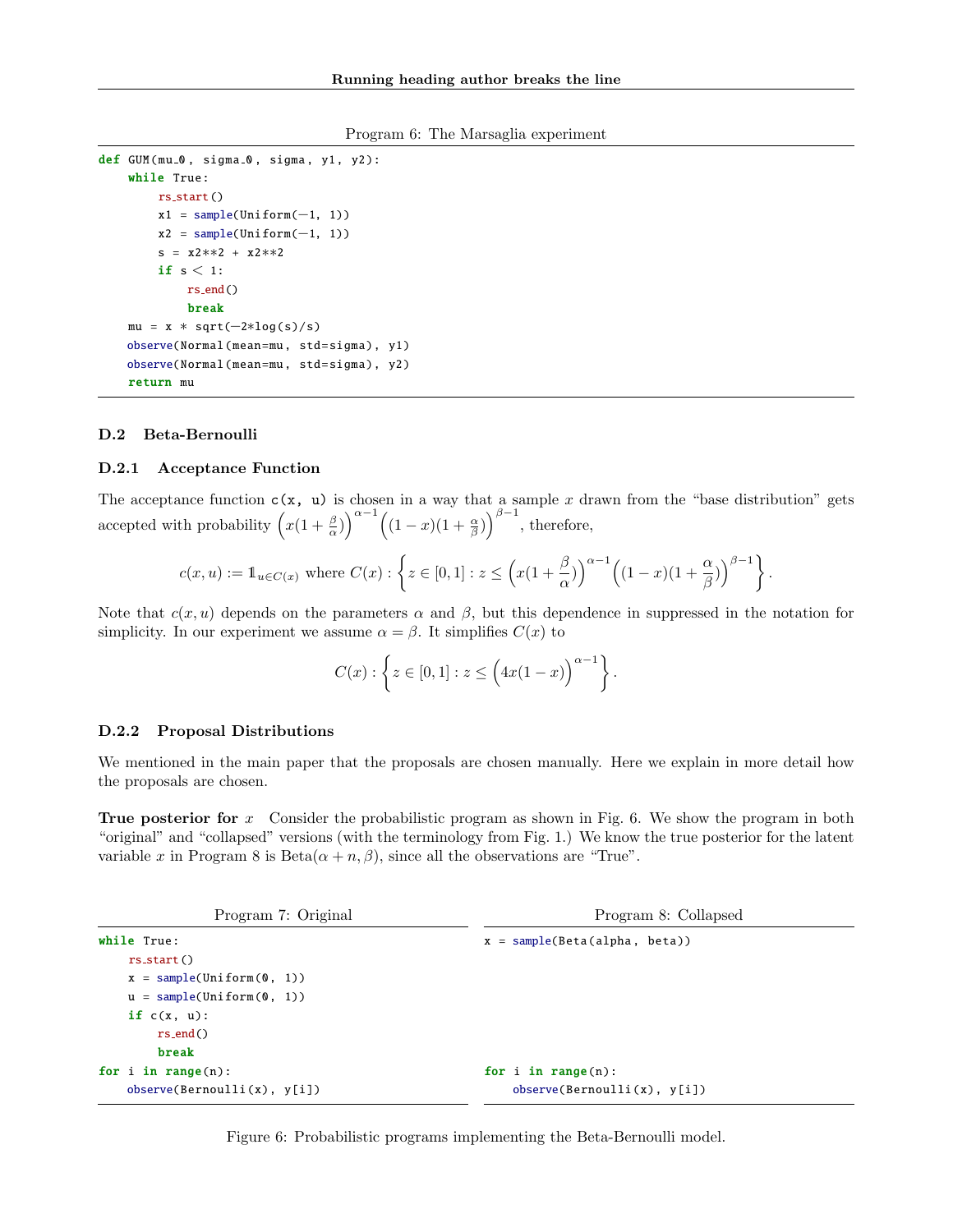Program 6: The Marsaglia experiment

```
def GUM(mu_0, sigma_0, sigma, y1, y2):
    while True:
        rs_start()
        x1 = sample(Uniform(-1, 1))
        x2 = sample(Uniform(-1, 1))
        s = x2**2 + x2**2
        if s < 1:
            rs_end()
            break
    mu = x * sqrt(-2*log(s)/s)
    observe(Normal(mean=mu, std=sigma), y1)
    observe(Normal(mean=mu, std=sigma), y2)
    return mu
```

## D.2 Beta-Bernoulli

### D.2.1 Acceptance Function

The acceptance function `c(x, u)` is chosen in a way that a sample $x$ drawn from the "base distribution" gets accepted with probability $\left(x(1+\frac{\beta}{\alpha})\right)^{\alpha-1}\left((1-x)(1+\frac{\alpha}{\beta})\right)^{\beta-1}$, therefore,

$$c(x,u) := \mathbb{1}_{u \in C(x)} \text{ where } C(x) : \left\{ z \in [0,1] : z \leq \left(x(1+\frac{\beta}{\alpha})\right)^{\alpha-1}\left((1-x)(1+\frac{\alpha}{\beta})\right)^{\beta-1} \right\}.$$

Note that $c(x,u)$ depends on the parameters $\alpha$ and $\beta$, but this dependence in suppressed in the notation for simplicity. In our experiment we assume $\alpha = \beta$. It simplifies $C(x)$ to

$$C(x) : \left\{ z \in [0,1] : z \leq \left(4x(1-x)\right)^{\alpha-1} \right\}.$$

### D.2.2 Proposal Distributions

We mentioned in the main paper that the proposals are chosen manually. Here we explain in more detail how the proposals are chosen.

**True posterior for $x$** Consider the probabilistic program as shown in Fig. 6. We show the program in both "original" and "collapsed" versions (with the terminology from Fig. 1.) We know the true posterior for the latent variable $x$ in Program 8 is Beta$(\alpha + n, \beta)$, since all the observations are "True".

Program 7: Original

```
while True:
    rs_start()
    x = sample(Uniform(0, 1))
    u = sample(Uniform(0, 1))
    if c(x, u):
        rs_end()
        break
for i in range(n):
    observe(Bernoulli(x), y[i])
```

Program 8: Collapsed

```
x = sample(Beta(alpha, beta))

for i in range(n):
    observe(Bernoulli(x), y[i])
```

Figure 6: Probabilistic programs implementing the Beta-Bernoulli model.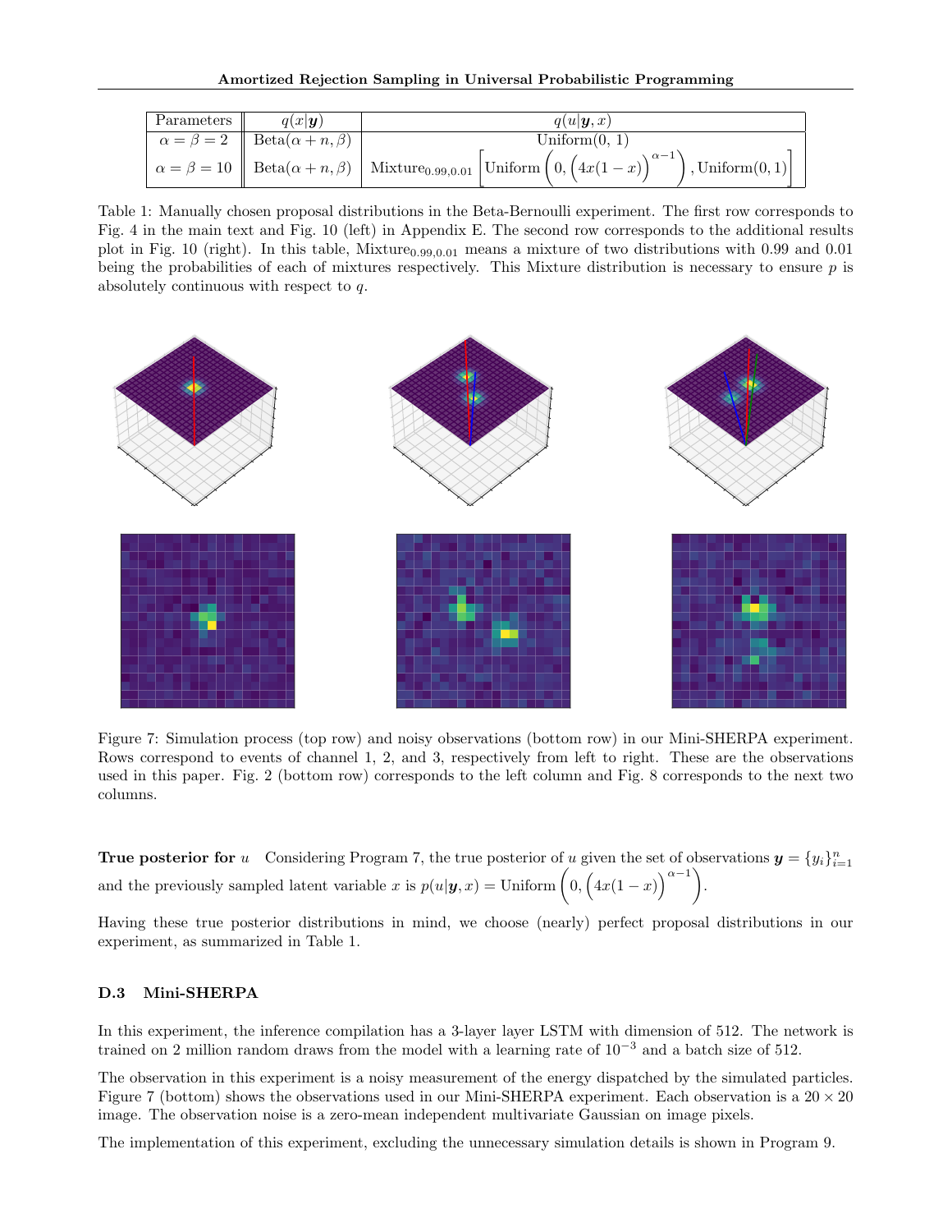| Parameters | $q(x\|\boldsymbol{y})$ | $q(u\|\boldsymbol{y}, x)$ |
|---|---|---|
| $\alpha = \beta = 2$ | $\text{Beta}(\alpha + n, \beta)$ | Uniform(0, 1) |
| $\alpha = \beta = 10$ | $\text{Beta}(\alpha + n, \beta)$ | $\text{Mixture}_{0.99,0.01}\left[\text{Uniform}\left(0, \left(4x(1-x)\right)^{\alpha-1}\right), \text{Uniform}(0,1)\right]$ |

Table 1: Manually chosen proposal distributions in the Beta-Bernoulli experiment. The first row corresponds to Fig. 4 in the main text and Fig. 10 (left) in Appendix E. The second row corresponds to the additional results plot in Fig. 10 (right). In this table, $\text{Mixture}_{0.99,0.01}$ means a mixture of two distributions with 0.99 and 0.01 being the probabilities of each of mixtures respectively. This Mixture distribution is necessary to ensure $p$ is absolutely continuous with respect to $q$.

Figure 7: Simulation process (top row) and noisy observations (bottom row) in our Mini-SHERPA experiment. Rows correspond to events of channel 1, 2, and 3, respectively from left to right. These are the observations used in this paper. Fig. 2 (bottom row) corresponds to the left column and Fig. 8 corresponds to the next two columns.

**True posterior for** $u$ Considering Program 7, the true posterior of $u$ given the set of observations $\boldsymbol{y} = \{y_i\}_{i=1}^n$ and the previously sampled latent variable $x$ is $p(u|\boldsymbol{y}, x) = \text{Uniform}\left(0, \left(4x(1-x)\right)^{\alpha-1}\right)$.

Having these true posterior distributions in mind, we choose (nearly) perfect proposal distributions in our experiment, as summarized in Table 1.

### D.3 Mini-SHERPA

In this experiment, the inference compilation has a 3-layer layer LSTM with dimension of 512. The network is trained on 2 million random draws from the model with a learning rate of $10^{-3}$ and a batch size of 512.

The observation in this experiment is a noisy measurement of the energy dispatched by the simulated particles. Figure 7 (bottom) shows the observations used in our Mini-SHERPA experiment. Each observation is a $20 \times 20$ image. The observation noise is a zero-mean independent multivariate Gaussian on image pixels.

The implementation of this experiment, excluding the unnecessary simulation details is shown in Program 9.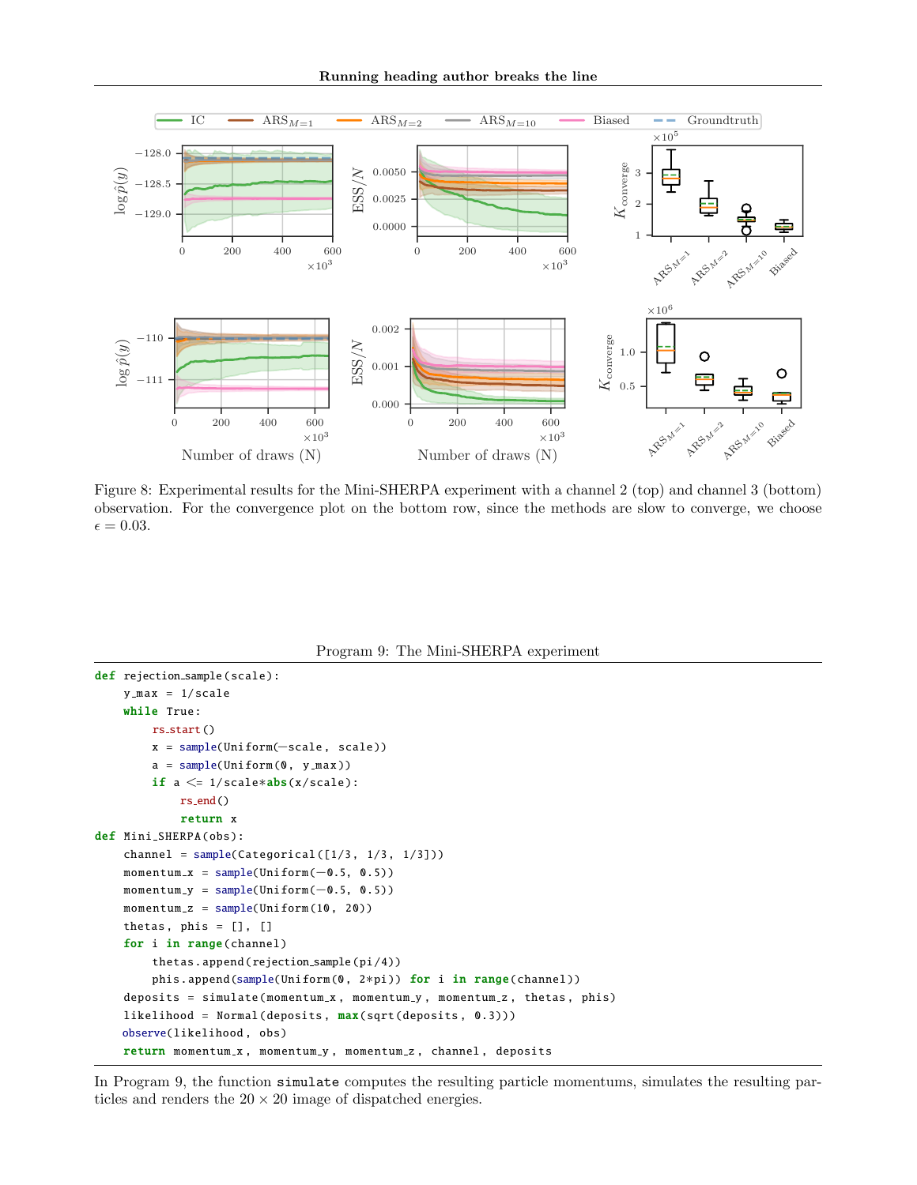Figure 8: Experimental results for the Mini-SHERPA experiment with a channel 2 (top) and channel 3 (bottom) observation. For the convergence plot on the bottom row, since the methods are slow to converge, we choose $\epsilon = 0.03$.

Program 9: The Mini-SHERPA experiment

```
def rejection_sample(scale):
    y_max = 1/scale
    while True:
        rs_start()
        x = sample(Uniform(-scale, scale))
        a = sample(Uniform(0, y_max))
        if a <= 1/scale*abs(x/scale):
            rs_end()
            return x
def Mini_SHERPA(obs):
    channel = sample(Categorical([1/3, 1/3, 1/3]))
    momentum_x = sample(Uniform(-0.5, 0.5))
    momentum_y = sample(Uniform(-0.5, 0.5))
    momentum_z = sample(Uniform(10, 20))
    thetas, phis = [], []
    for i in range(channel)
        thetas.append(rejection_sample(pi/4))
        phis.append(sample(Uniform(0, 2*pi)) for i in range(channel))
    deposits = simulate(momentum_x, momentum_y, momentum_z, thetas, phis)
    likelihood = Normal(deposits, max(sqrt(deposits, 0.3)))
    observe(likelihood, obs)
    return momentum_x, momentum_y, momentum_z, channel, deposits
```

In Program 9, the function `simulate` computes the resulting particle momentums, simulates the resulting particles and renders the $20 \times 20$ image of dispatched energies.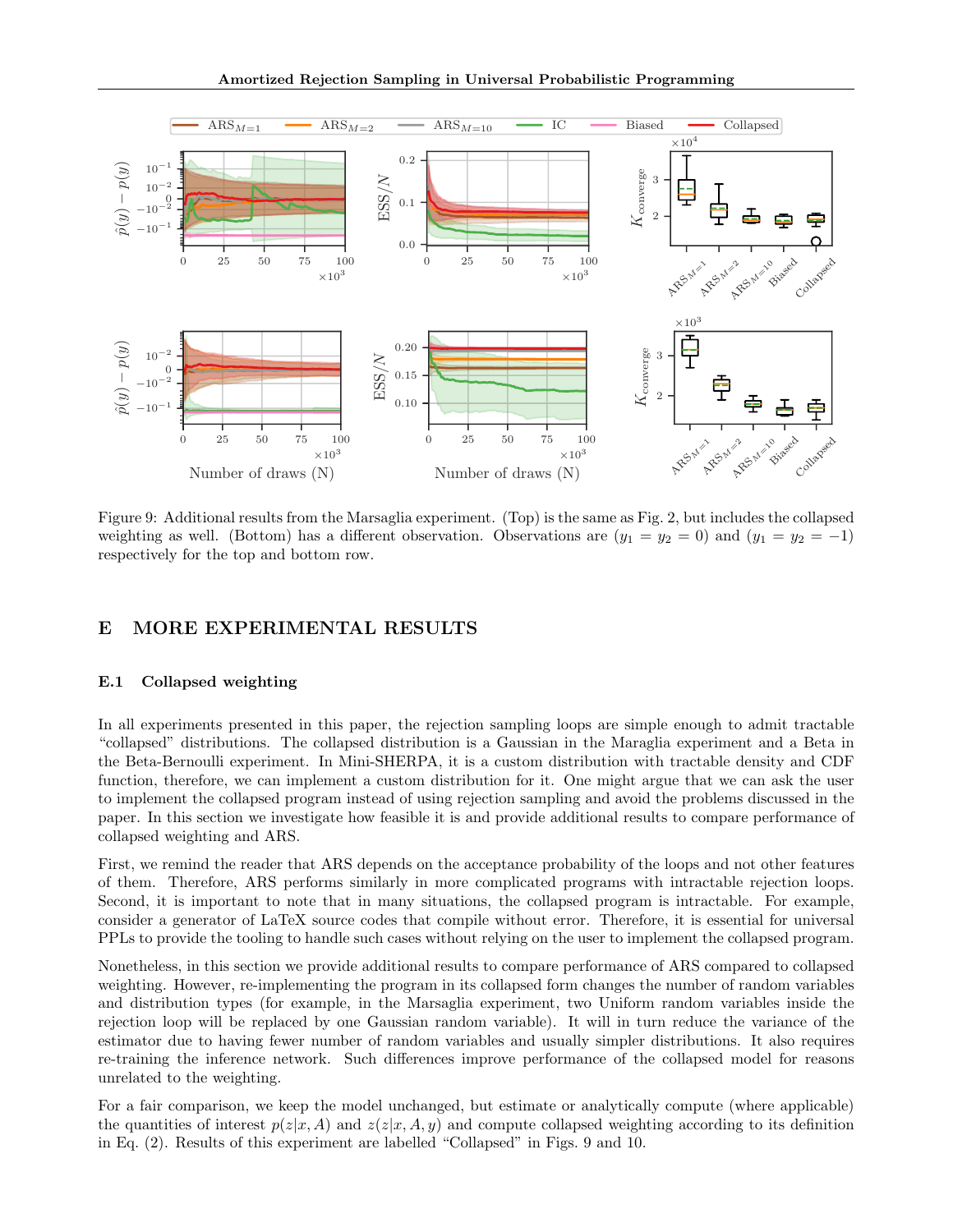Figure 9: Additional results from the Marsaglia experiment. (Top) is the same as Fig. 2, but includes the collapsed weighting as well. (Bottom) has a different observation. Observations are ($y_1 = y_2 = 0$) and ($y_1 = y_2 = -1$) respectively for the top and bottom row.

# E MORE EXPERIMENTAL RESULTS

## E.1 Collapsed weighting

In all experiments presented in this paper, the rejection sampling loops are simple enough to admit tractable "collapsed" distributions. The collapsed distribution is a Gaussian in the Maraglia experiment and a Beta in the Beta-Bernoulli experiment. In Mini-SHERPA, it is a custom distribution with tractable density and CDF function, therefore, we can implement a custom distribution for it. One might argue that we can ask the user to implement the collapsed program instead of using rejection sampling and avoid the problems discussed in the paper. In this section we investigate how feasible it is and provide additional results to compare performance of collapsed weighting and ARS.

First, we remind the reader that ARS depends on the acceptance probability of the loops and not other features of them. Therefore, ARS performs similarly in more complicated programs with intractable rejection loops. Second, it is important to note that in many situations, the collapsed program is intractable. For example, consider a generator of LaTeX source codes that compile without error. Therefore, it is essential for universal PPLs to provide the tooling to handle such cases without relying on the user to implement the collapsed program.

Nonetheless, in this section we provide additional results to compare performance of ARS compared to collapsed weighting. However, re-implementing the program in its collapsed form changes the number of random variables and distribution types (for example, in the Marsaglia experiment, two Uniform random variables inside the rejection loop will be replaced by one Gaussian random variable). It will in turn reduce the variance of the estimator due to having fewer number of random variables and usually simpler distributions. It also requires re-training the inference network. Such differences improve performance of the collapsed model for reasons unrelated to the weighting.

For a fair comparison, we keep the model unchanged, but estimate or analytically compute (where applicable) the quantities of interest $p(z|x, A)$ and $z(z|x, A, y)$ and compute collapsed weighting according to its definition in Eq. (2). Results of this experiment are labelled "Collapsed" in Figs. 9 and 10.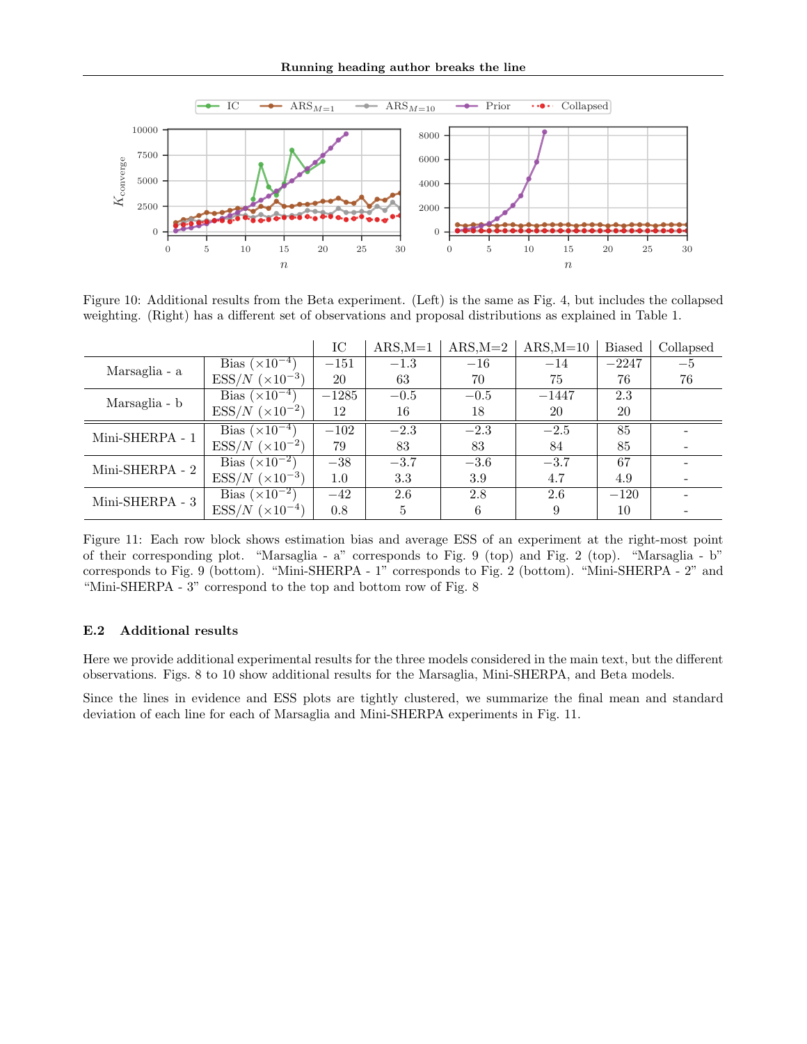IC ARS$_{M=1}$ ARS$_{M=10}$ Prior Collapsed

$K_{\text{converge}}$

10000
7500
5000
2500
0

0 5 10 15 20 25 30

$n$

8000
6000
4000
2000
0

0 5 10 15 20 25 30

$n$

Figure 10: Additional results from the Beta experiment. (Left) is the same as Fig. 4, but includes the collapsed weighting. (Right) has a different set of observations and proposal distributions as explained in Table 1.

| | | IC | ARS,M=1 | ARS,M=2 | ARS,M=10 | Biased | Collapsed |
|---|---|---|---|---|---|---|---|
| Marsaglia - a | Bias ($\times 10^{-4}$) | $-151$ | $-1.3$ | $-16$ | $-14$ | $-2247$ | $-5$ |
| | ESS/$N$ ($\times 10^{-3}$) | 20 | 63 | 70 | 75 | 76 | 76 |
| Marsaglia - b | Bias ($\times 10^{-4}$) | $-1285$ | $-0.5$ | $-0.5$ | $-1447$ | 2.3 | |
| | ESS/$N$ ($\times 10^{-2}$) | 12 | 16 | 18 | 20 | 20 | |
| Mini-SHERPA - 1 | Bias ($\times 10^{-4}$) | $-102$ | $-2.3$ | $-2.3$ | $-2.5$ | 85 | - |
| | ESS/$N$ ($\times 10^{-2}$) | 79 | 83 | 83 | 84 | 85 | - |
| Mini-SHERPA - 2 | Bias ($\times 10^{-2}$) | $-38$ | $-3.7$ | $-3.6$ | $-3.7$ | 67 | - |
| | ESS/$N$ ($\times 10^{-3}$) | 1.0 | 3.3 | 3.9 | 4.7 | 4.9 | - |
| Mini-SHERPA - 3 | Bias ($\times 10^{-2}$) | $-42$ | 2.6 | 2.8 | 2.6 | $-120$ | - |
| | ESS/$N$ ($\times 10^{-4}$) | 0.8 | 5 | 6 | 9 | 10 | - |

Figure 11: Each row block shows estimation bias and average ESS of an experiment at the right-most point of their corresponding plot. "Marsaglia - a" corresponds to Fig. 9 (top) and Fig. 2 (top). "Marsaglia - b" corresponds to Fig. 9 (bottom). "Mini-SHERPA - 1" corresponds to Fig. 2 (bottom). "Mini-SHERPA - 2" and "Mini-SHERPA - 3" correspond to the top and bottom row of Fig. 8

### E.2 Additional results

Here we provide additional experimental results for the three models considered in the main text, but the different observations. Figs. 8 to 10 show additional results for the Marsaglia, Mini-SHERPA, and Beta models.

Since the lines in evidence and ESS plots are tightly clustered, we summarize the final mean and standard deviation of each line for each of Marsaglia and Mini-SHERPA experiments in Fig. 11.